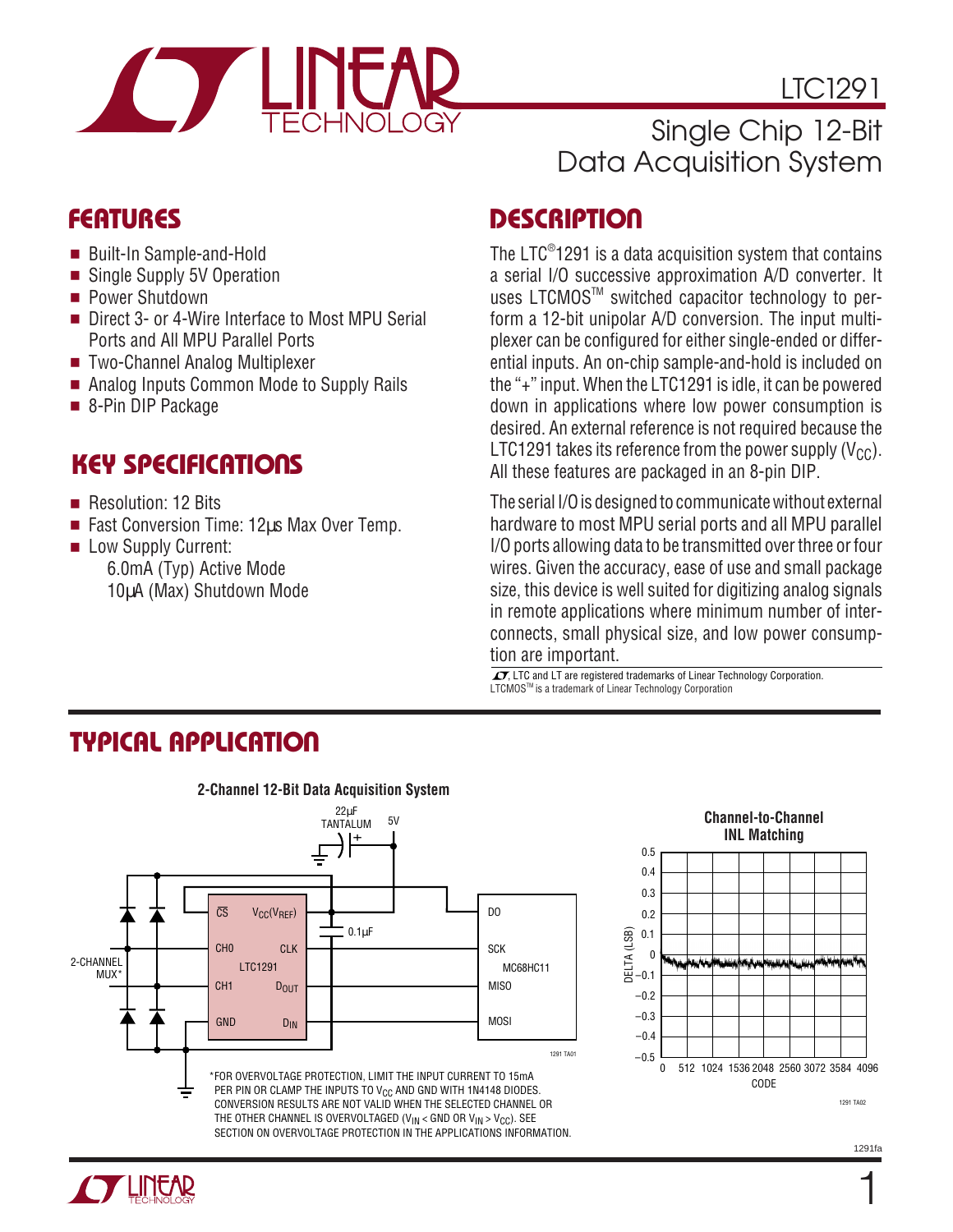# LTC1291

## Single Chip 12-Bit Data Acquisition System

## FEATURES

- Built-In Sample-and-Hold
- Single Supply 5V Operation
- Power Shutdown
- Direct 3- or 4-Wire Interface to Most MPU Serial Ports and All MPU Parallel Ports
- Two-Channel Analog Multiplexer
- Analog Inputs Common Mode to Supply Rails
- 8-Pin DIP Package

## KEY SPECIFICATIONS

- Resolution: 12 Bits
- Fast Conversion Time: 12µs Max Over Temp.
- Low Supply Current:
  - 6.0mA (Typ) Active Mode
  - 10µA (Max) Shutdown Mode

## DESCRIPTION

The LTC®1291 is a data acquisition system that contains a serial I/O successive approximation A/D converter. It uses LTCMOS™ switched capacitor technology to perform a 12-bit unipolar A/D conversion. The input multiplexer can be configured for either single-ended or differential inputs. An on-chip sample-and-hold is included on the "+" input. When the LTC1291 is idle, it can be powered down in applications where low power consumption is desired. An external reference is not required because the LTC1291 takes its reference from the power supply ($V_{CC}$). All these features are packaged in an 8-pin DIP.

The serial I/O is designed to communicate without external hardware to most MPU serial ports and all MPU parallel I/O ports allowing data to be transmitted over three or four wires. Given the accuracy, ease of use and small package size, this device is well suited for digitizing analog signals in remote applications where minimum number of interconnects, small physical size, and low power consumption are important.

LTC and LT are registered trademarks of Linear Technology Corporation.
LTCMOS™ is a trademark of Linear Technology Corporation

## TYPICAL APPLICATION

**2-Channel 12-Bit Data Acquisition System**

22µF TANTALUM
5V
0.1µF
2-CHANNEL MUX*
CS
$V_{CC}(V_{REF})$
CH0
CLK
LTC1291
CH1
$D_{OUT}$
GND
$D_{IN}$
DO
SCK
MC68HC11
MISO
MOSI
1291 TA01

*FOR OVERVOLTAGE PROTECTION, LIMIT THE INPUT CURRENT TO 15mA PER PIN OR CLAMP THE INPUTS TO $V_{CC}$ AND GND WITH 1N4148 DIODES. CONVERSION RESULTS ARE NOT VALID WHEN THE SELECTED CHANNEL OR THE OTHER CHANNEL IS OVERVOLTAGED ($V_{IN}$ < GND OR $V_{IN}$ > $V_{CC}$). SEE SECTION ON OVERVOLTAGE PROTECTION IN THE APPLICATIONS INFORMATION.

**Channel-to-Channel INL Matching**

DELTA (LSB)
0.5
0.4
0.3
0.2
0.1
0
−0.1
−0.2
−0.3
−0.4
−0.5
0 512 1024 1536 2048 2560 3072 3584 4096
CODE
1291 TA02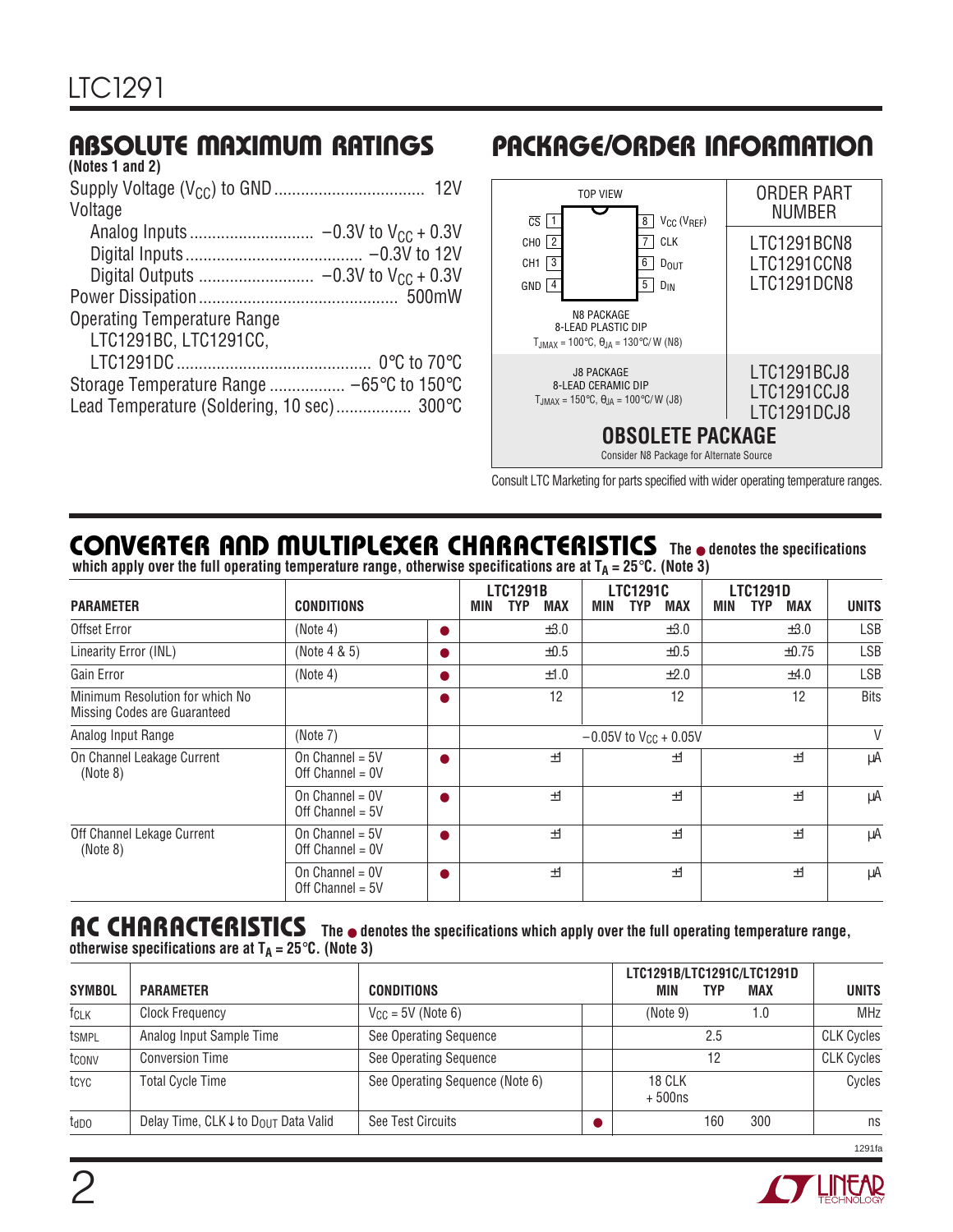## ABSOLUTE MAXIMUM RATINGS

**(Notes 1 and 2)**

Supply Voltage ($V_{CC}$) to GND ................................. 12V

Voltage

- Analog Inputs ........................... −0.3V to $V_{CC}$ + 0.3V
- Digital Inputs ........................................ −0.3V to 12V
- Digital Outputs .......................... −0.3V to $V_{CC}$ + 0.3V

Power Dissipation ............................................ 500mW

Operating Temperature Range

- LTC1291BC, LTC1291CC, LTC1291DC ........................................... 0°C to 70°C

Storage Temperature Range ................. −65°C to 150°C

Lead Temperature (Soldering, 10 sec)................. 300°C

## PACKAGE/ORDER INFORMATION

TOP VIEW

| Pin | Name | Pin | Name |
|---|---|---|---|
| 1 | $\overline{CS}$ | 8 | $V_{CC}$ ($V_{REF}$) |
| 2 | CH0 | 7 | CLK |
| 3 | CH1 | 6 | $D_{OUT}$ |
| 4 | GND | 5 | $D_{IN}$ |

| Package | ORDER PART NUMBER |
|---|---|
| N8 PACKAGE 8-LEAD PLASTIC DIP $T_{JMAX}$ = 100°C, $\theta_{JA}$ = 130°C/W (N8) | LTC1291BCN8 LTC1291CCN8 LTC1291DCN8 |
| J8 PACKAGE 8-LEAD CERAMIC DIP $T_{JMAX}$ = 150°C, $\theta_{JA}$ = 100°C/W (J8) | LTC1291BCJ8 LTC1291CCJ8 LTC1291DCJ8 |

**OBSOLETE PACKAGE**

Consider N8 Package for Alternate Source

Consult LTC Marketing for parts specified with wider operating temperature ranges.

## CONVERTER AND MULTIPLEXER CHARACTERISTICS

**The ● denotes the specifications which apply over the full operating temperature range, otherwise specifications are at $T_A$ = 25°C. (Note 3)**

| PARAMETER | CONDITIONS | | LTC1291B MIN | LTC1291B TYP | LTC1291B MAX | LTC1291C MIN | LTC1291C TYP | LTC1291C MAX | LTC1291D MIN | LTC1291D TYP | LTC1291D MAX | UNITS |
|---|---|---|---|---|---|---|---|---|---|---|---|---|
| Offset Error | (Note 4) | ● | | | ±3.0 | | | ±3.0 | | | ±3.0 | LSB |
| Linearity Error (INL) | (Note 4 & 5) | ● | | | ±0.5 | | | ±0.5 | | | ±0.75 | LSB |
| Gain Error | (Note 4) | ● | | | ±1.0 | | | ±2.0 | | | ±4.0 | LSB |
| Minimum Resolution for which No Missing Codes are Guaranteed | | ● | | | 12 | | | 12 | | | 12 | Bits |
| Analog Input Range | (Note 7) | | −0.05V to $V_{CC}$ + 0.05V | | | | | | | | | V |
| On Channel Leakage Current (Note 8) | On Channel = 5V Off Channel = 0V | ● | | | ±1 | | | ±1 | | | ±1 | μA |
| | On Channel = 0V Off Channel = 5V | ● | | | ±1 | | | ±1 | | | ±1 | μA |
| Off Channel Lekage Current (Note 8) | On Channel = 5V Off Channel = 0V | ● | | | ±1 | | | ±1 | | | ±1 | μA |
| | On Channel = 0V Off Channel = 5V | ● | | | ±1 | | | ±1 | | | ±1 | μA |

## AC CHARACTERISTICS

**The ● denotes the specifications which apply over the full operating temperature range, otherwise specifications are at $T_A$ = 25°C. (Note 3)**

| SYMBOL | PARAMETER | CONDITIONS | | LTC1291B/LTC1291C/LTC1291D MIN | TYP | MAX | UNITS |
|---|---|---|---|---|---|---|---|
| $f_{CLK}$ | Clock Frequency | $V_{CC}$ = 5V (Note 6) | | (Note 9) | | 1.0 | MHz |
| $t_{SMPL}$ | Analog Input Sample Time | See Operating Sequence | | | 2.5 | | CLK Cycles |
| $t_{CONV}$ | Conversion Time | See Operating Sequence | | | 12 | | CLK Cycles |
| $t_{CYC}$ | Total Cycle Time | See Operating Sequence (Note 6) | | 18 CLK + 500ns | | | Cycles |
| $t_{dDO}$ | Delay Time, CLK↓ to $D_{OUT}$ Data Valid | See Test Circuits | ● | | 160 | 300 | ns |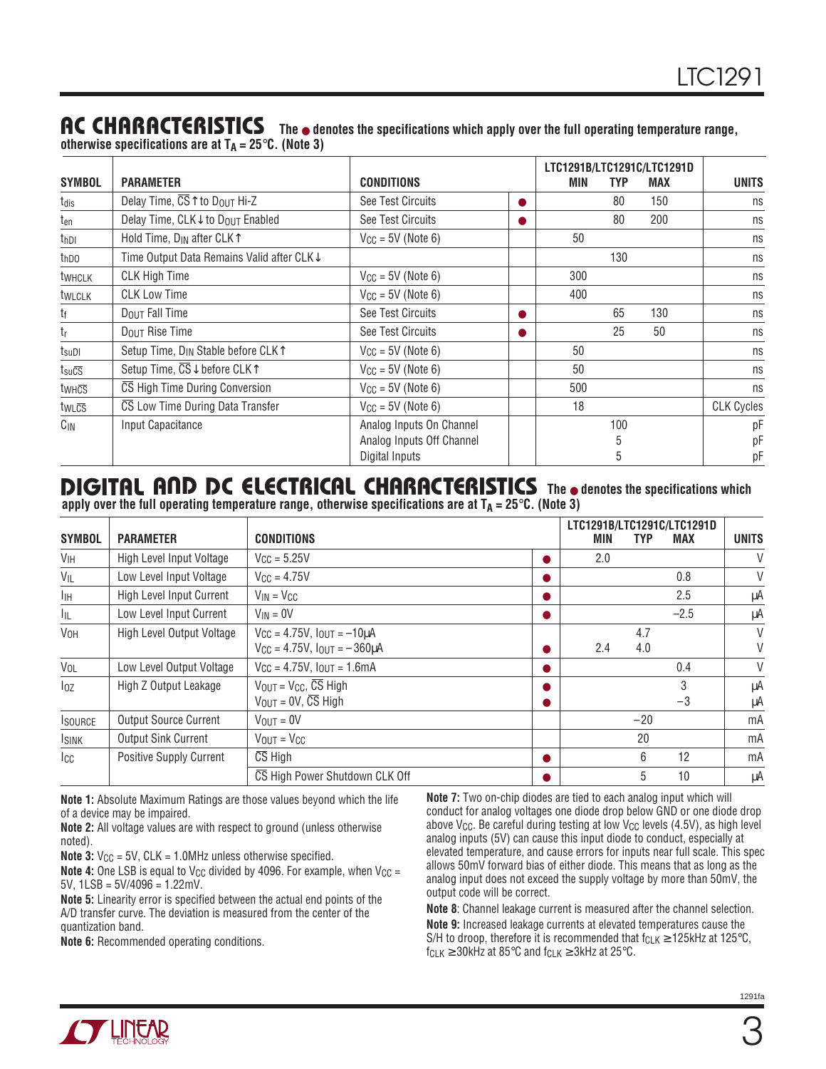## AC CHARACTERISTICS

**The ● denotes the specifications which apply over the full operating temperature range, otherwise specifications are at $T_A$ = 25°C. (Note 3)**

| SYMBOL | PARAMETER | CONDITIONS | | LTC1291B/LTC1291C/LTC1291D MIN | TYP | MAX | UNITS |
|---|---|---|---|---|---|---|---|
| $t_{dis}$ | Delay Time, $\overline{CS}$↑ to $D_{OUT}$ Hi-Z | See Test Circuits | ● | | 80 | 150 | ns |
| $t_{en}$ | Delay Time, CLK↓ to $D_{OUT}$ Enabled | See Test Circuits | ● | | 80 | 200 | ns |
| $t_{hDI}$ | Hold Time, $D_{IN}$ after CLK↑ | $V_{CC}$ = 5V (Note 6) | | 50 | | | ns |
| $t_{hDO}$ | Time Output Data Remains Valid after CLK↓ | | | | 130 | | ns |
| $t_{WHCLK}$ | CLK High Time | $V_{CC}$ = 5V (Note 6) | | 300 | | | ns |
| $t_{WLCLK}$ | CLK Low Time | $V_{CC}$ = 5V (Note 6) | | 400 | | | ns |
| $t_f$ | $D_{OUT}$ Fall Time | See Test Circuits | ● | | 65 | 130 | ns |
| $t_r$ | $D_{OUT}$ Rise Time | See Test Circuits | ● | | 25 | 50 | ns |
| $t_{suDI}$ | Setup Time, $D_{IN}$ Stable before CLK↑ | $V_{CC}$ = 5V (Note 6) | | 50 | | | ns |
| $t_{su\overline{CS}}$ | Setup Time, $\overline{CS}$↓ before CLK↑ | $V_{CC}$ = 5V (Note 6) | | 50 | | | ns |
| $t_{WH\overline{CS}}$ | $\overline{CS}$ High Time During Conversion | $V_{CC}$ = 5V (Note 6) | | 500 | | | ns |
| $t_{WL\overline{CS}}$ | $\overline{CS}$ Low Time During Data Transfer | $V_{CC}$ = 5V (Note 6) | | 18 | | | CLK Cycles |
| $C_{IN}$ | Input Capacitance | Analog Inputs On Channel | | | 100 | | pF |
| | | Analog Inputs Off Channel | | | 5 | | pF |
| | | Digital Inputs | | | 5 | | pF |

## DIGITAL AND DC ELECTRICAL CHARACTERISTICS

**The ● denotes the specifications which apply over the full operating temperature range, otherwise specifications are at $T_A$ = 25°C. (Note 3)**

| SYMBOL | PARAMETER | CONDITIONS | | LTC1291B/LTC1291C/LTC1291D MIN | TYP | MAX | UNITS |
|---|---|---|---|---|---|---|---|
| $V_{IH}$ | High Level Input Voltage | $V_{CC}$ = 5.25V | ● | 2.0 | | | V |
| $V_{IL}$ | Low Level Input Voltage | $V_{CC}$ = 4.75V | ● | | | 0.8 | V |
| $I_{IH}$ | High Level Input Current | $V_{IN}$ = $V_{CC}$ | ● | | | 2.5 | μA |
| $I_{IL}$ | Low Level Input Current | $V_{IN}$ = 0V | ● | | | −2.5 | μA |
| $V_{OH}$ | High Level Output Voltage | $V_{CC}$ = 4.75V, $I_{OUT}$ = −10μA | | | 4.7 | | V |
| | | $V_{CC}$ = 4.75V, $I_{OUT}$ = −360μA | ● | 2.4 | 4.0 | | V |
| $V_{OL}$ | Low Level Output Voltage | $V_{CC}$ = 4.75V, $I_{OUT}$ = 1.6mA | ● | | | 0.4 | V |
| $I_{OZ}$ | High Z Output Leakage | $V_{OUT}$ = $V_{CC}$, $\overline{CS}$ High | ● | | | 3 | μA |
| | | $V_{OUT}$ = 0V, $\overline{CS}$ High | ● | | | −3 | μA |
| $I_{SOURCE}$ | Output Source Current | $V_{OUT}$ = 0V | | | −20 | | mA |
| $I_{SINK}$ | Output Sink Current | $V_{OUT}$ = $V_{CC}$ | | | 20 | | mA |
| $I_{CC}$ | Positive Supply Current | $\overline{CS}$ High | ● | | 6 | 12 | mA |
| | | $\overline{CS}$ High Power Shutdown CLK Off | ● | | 5 | 10 | μA |

**Note 1:** Absolute Maximum Ratings are those values beyond which the life of a device may be impaired.

**Note 2:** All voltage values are with respect to ground (unless otherwise noted).

**Note 3:** $V_{CC}$ = 5V, CLK = 1.0MHz unless otherwise specified.

**Note 4:** One LSB is equal to $V_{CC}$ divided by 4096. For example, when $V_{CC}$ = 5V, 1LSB = 5V/4096 = 1.22mV.

**Note 5:** Linearity error is specified between the actual end points of the A/D transfer curve. The deviation is measured from the center of the quantization band.

**Note 6:** Recommended operating conditions.

**Note 7:** Two on-chip diodes are tied to each analog input which will conduct for analog voltages one diode drop below GND or one diode drop above $V_{CC}$. Be careful during testing at low $V_{CC}$ levels (4.5V), as high level analog inputs (5V) can cause this input diode to conduct, especially at elevated temperature, and cause errors for inputs near full scale. This spec allows 50mV forward bias of either diode. This means that as long as the analog input does not exceed the supply voltage by more than 50mV, the output code will be correct.

**Note 8**: Channel leakage current is measured after the channel selection.

**Note 9:** Increased leakage currents at elevated temperatures cause the S/H to droop, therefore it is recommended that $f_{CLK}$ ≥ 125kHz at 125°C, $f_{CLK}$ ≥ 30kHz at 85°C and $f_{CLK}$ ≥ 3kHz at 25°C.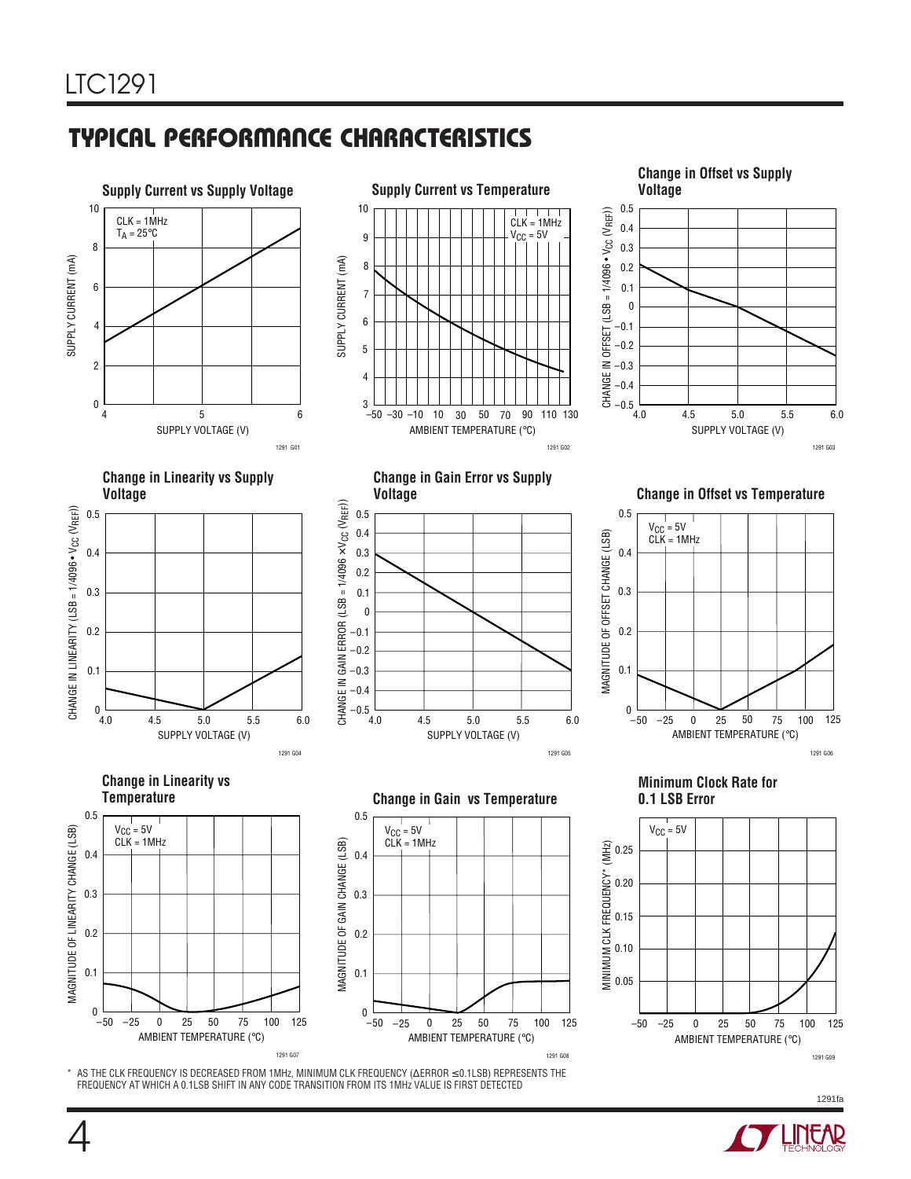## TYPICAL PERFORMANCE CHARACTERISTICS

**Supply Current vs Supply Voltage**

CLK = 1MHz
$T_A$ = 25°C

SUPPLY CURRENT (mA)

10
8
6
4
2
0

4
5
6

SUPPLY VOLTAGE (V)

1291 G01

**Supply Current vs Temperature**

CLK = 1MHz
$V_{CC}$ = 5V

SUPPLY CURRENT (mA)

10
9
8
7
6
5
4
3

–50 –30 –10 10 30 50 70 90 110 130

AMBIENT TEMPERATURE (°C)

1291 G02

**Change in Offset vs Supply Voltage**

CHANGE IN OFFSET (LSB = 1/4096 • $V_{CC}$ ($V_{REF}$))

0.5
0.4
0.3
0.2
0.1
0
–0.1
–0.2
–0.3
–0.4
–0.5

4.0
4.5
5.0
5.5
6.0

SUPPLY VOLTAGE (V)

1291 G03

**Change in Linearity vs Supply Voltage**

CHANGE IN LINEARITY (LSB = 1/4096 • $V_{CC}$ ($V_{REF}$))

0.5
0.4
0.3
0.2
0.1
0

4.0
4.5
5.0
5.5
6.0

SUPPLY VOLTAGE (V)

1291 G04

**Change in Gain Error vs Supply Voltage**

CHANGE IN GAIN ERROR (LSB = 1/4096 ×$V_{CC}$ ($V_{REF}$))

0.5
0.4
0.3
0.2
0.1
0
–0.1
–0.2
–0.3
–0.4
–0.5

4.0
4.5
5.0
5.5
6.0

SUPPLY VOLTAGE (V)

1291 G05

**Change in Offset vs Temperature**

$V_{CC}$ = 5V
CLK = 1MHz

MAGNITUDE OF OFFSET CHANGE (LSB)

0.5
0.4
0.3
0.2
0.1
0

–50 –25 0 25 50 75 100 125

AMBIENT TEMPERATURE (°C)

1291 G06

**Change in Linearity vs Temperature**

$V_{CC}$ = 5V
CLK = 1MHz

MAGNITUDE OF LINEARITY CHANGE (LSB)

0.5
0.4
0.3
0.2
0.1
0

–50 –25 0 25 50 75 100 125

AMBIENT TEMPERATURE (°C)

1291 G07

**Change in Gain vs Temperature**

$V_{CC}$ = 5V
CLK = 1MHz

MAGNITUDE OF GAIN CHANGE (LSB)

0.5
0.4
0.3
0.2
0.1
0

–50 –25 0 25 50 75 100 125

AMBIENT TEMPERATURE (°C)

1291 G08

**Minimum Clock Rate for 0.1 LSB Error**

$V_{CC}$ = 5V

MINIMUM CLK FREQUENCY* (MHz)

0.25
0.20
0.15
0.10
0.05

–50 –25 0 25 50 75 100 125

AMBIENT TEMPERATURE (°C)

1291 G09

\* AS THE CLK FREQUENCY IS DECREASED FROM 1MHz, MINIMUM CLK FREQUENCY (ΔERROR ≤0.1LSB) REPRESENTS THE FREQUENCY AT WHICH A 0.1LSB SHIFT IN ANY CODE TRANSITION FROM ITS 1MHz VALUE IS FIRST DETECTED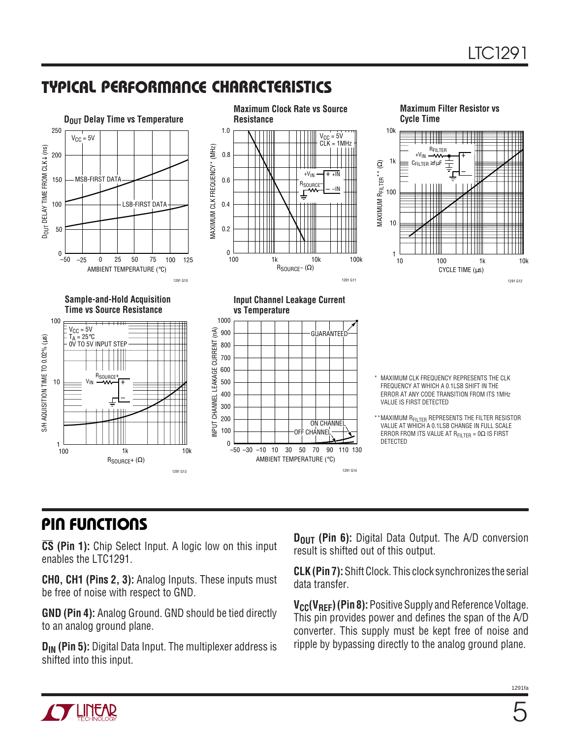## TYPICAL PERFORMANCE CHARACTERISTICS

**$D_{OUT}$ Delay Time vs Temperature**

$V_{CC}$ = 5V
MSB-FIRST DATA
LSB-FIRST DATA
$D_{OUT}$ DELAY TIME FROM CLK↓ (ns)
250
200
150
100
50
0
–50 –25 0 25 50 75 100 125
AMBIENT TEMPERATURE (°C)
1291 G10

**Maximum Clock Rate vs Source Resistance**

$V_{CC}$ = 5V
CLK = 1MHz
+$V_{IN}$
+IN
$R_{SOURCE–}$
–IN
MAXIMUM CLK FREQUENCY* (MHz)
1.0
0.8
0.6
0.4
0.2
0
100 1k 10k 100k
$R_{SOURCE–}$ (Ω)
1291 G11

**Maximum Filter Resistor vs Cycle Time**

$R_{FILTER}$
+$V_{IN}$
$C_{FILTER}$ ≥1µF
MAXIMUM $R_{FILTER}$** (Ω)
10k
1k
100
10
1
10 100 1k 10k
CYCLE TIME (µs)
1291 G12

**Sample-and-Hold Acquisition Time vs Source Resistance**

$V_{CC}$ = 5V
$T_A$ = 25°C
0V TO 5V INPUT STEP
$R_{SOURCE+}$
$V_{IN}$
S/H AQUISITION TIME TO 0.02% (µs)
100
10
1
100 1k 10k
$R_{SOURCE+}$ (Ω)
1291 G13

**Input Channel Leakage Current vs Temperature**

GUARANTEED
ON CHANNEL
OFF CHANNEL
INPUT CHANNEL LEAKAGE CURRENT (nA)
1000
900
800
700
600
500
400
300
200
100
0
–50 –30 –10 10 30 50 70 90 110 130
AMBIENT TEMPERATURE (°C)
1291 G14

\* MAXIMUM CLK FREQUENCY REPRESENTS THE CLK FREQUENCY AT WHICH A 0.1LSB SHIFT IN THE ERROR AT ANY CODE TRANSITION FROM ITS 1MHz VALUE IS FIRST DETECTED

\*\* MAXIMUM $R_{FILTER}$ REPRESENTS THE FILTER RESISTOR VALUE AT WHICH A 0.1LSB CHANGE IN FULL SCALE ERROR FROM ITS VALUE AT $R_{FILTER}$ = 0Ω IS FIRST DETECTED

## PIN FUNCTIONS

**$\overline{CS}$ (Pin 1):** Chip Select Input. A logic low on this input enables the LTC1291.

**CH0, CH1 (Pins 2, 3):** Analog Inputs. These inputs must be free of noise with respect to GND.

**GND (Pin 4):** Analog Ground. GND should be tied directly to an analog ground plane.

**$D_{IN}$ (Pin 5):** Digital Data Input. The multiplexer address is shifted into this input.

**$D_{OUT}$ (Pin 6):** Digital Data Output. The A/D conversion result is shifted out of this output.

**CLK (Pin 7):** Shift Clock. This clock synchronizes the serial data transfer.

**$V_{CC}$($V_{REF}$) (Pin 8):** Positive Supply and Reference Voltage. This pin provides power and defines the span of the A/D converter. This supply must be kept free of noise and ripple by bypassing directly to the analog ground plane.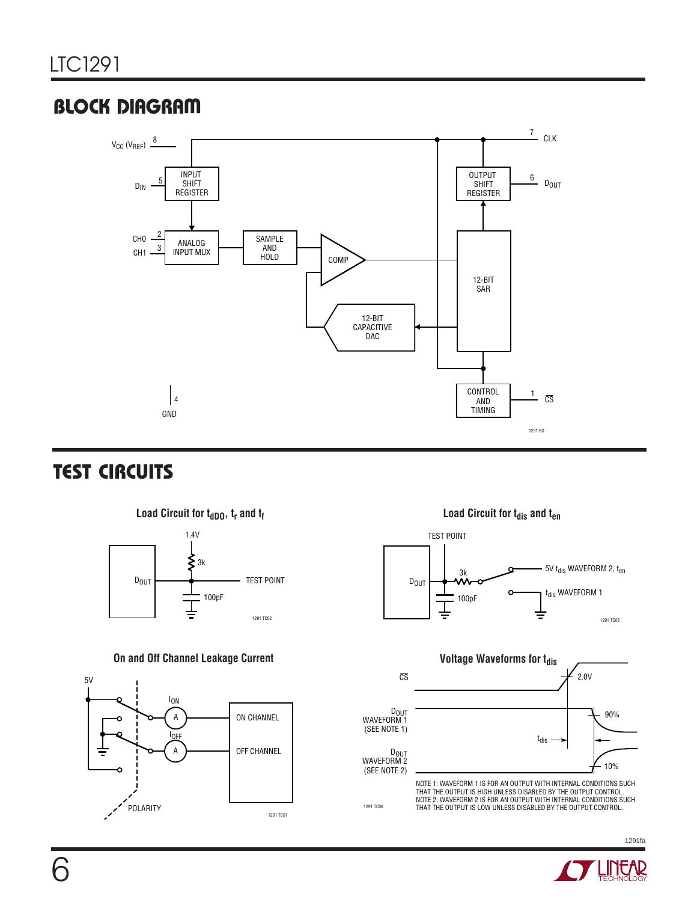## BLOCK DIAGRAM

$V_{CC}$ ($V_{REF}$) 8

7 CLK

$D_{IN}$ 5

INPUT SHIFT REGISTER

OUTPUT SHIFT REGISTER

6 $D_{OUT}$

CH0 2

CH1 3

ANALOG INPUT MUX

SAMPLE AND HOLD

COMP

12-BIT SAR

12-BIT CAPACITIVE DAC

4 GND

CONTROL AND TIMING

1 $\overline{CS}$

1291 BD

## TEST CIRCUITS

**Load Circuit for $t_{dDO}$, $t_r$ and $t_f$**

1.4V

3k

$D_{OUT}$

TEST POINT

100pF

1291 TC02

**Load Circuit for $t_{dis}$ and $t_{en}$**

TEST POINT

$D_{OUT}$

3k

5V $t_{dis}$ WAVEFORM 2, $t_{en}$

$t_{dis}$ WAVEFORM 1

100pF

1291 TC05

**On and Off Channel Leakage Current**

5V

$I_{ON}$

A

ON CHANNEL

$I_{OFF}$

A

OFF CHANNEL

POLARITY

1291 TC01

**Voltage Waveforms for $t_{dis}$**

$\overline{CS}$

2.0V

$D_{OUT}$ WAVEFORM 1 (SEE NOTE 1)

90%

$t_{dis}$

$D_{OUT}$ WAVEFORM 2 (SEE NOTE 2)

10%

NOTE 1: WAVEFORM 1 IS FOR AN OUTPUT WITH INTERNAL CONDITIONS SUCH THAT THE OUTPUT IS HIGH UNLESS DISABLED BY THE OUTPUT CONTROL.

NOTE 2: WAVEFORM 2 IS FOR AN OUTPUT WITH INTERNAL CONDITIONS SUCH THAT THE OUTPUT IS LOW UNLESS DISABLED BY THE OUTPUT CONTROL.

1291 TC06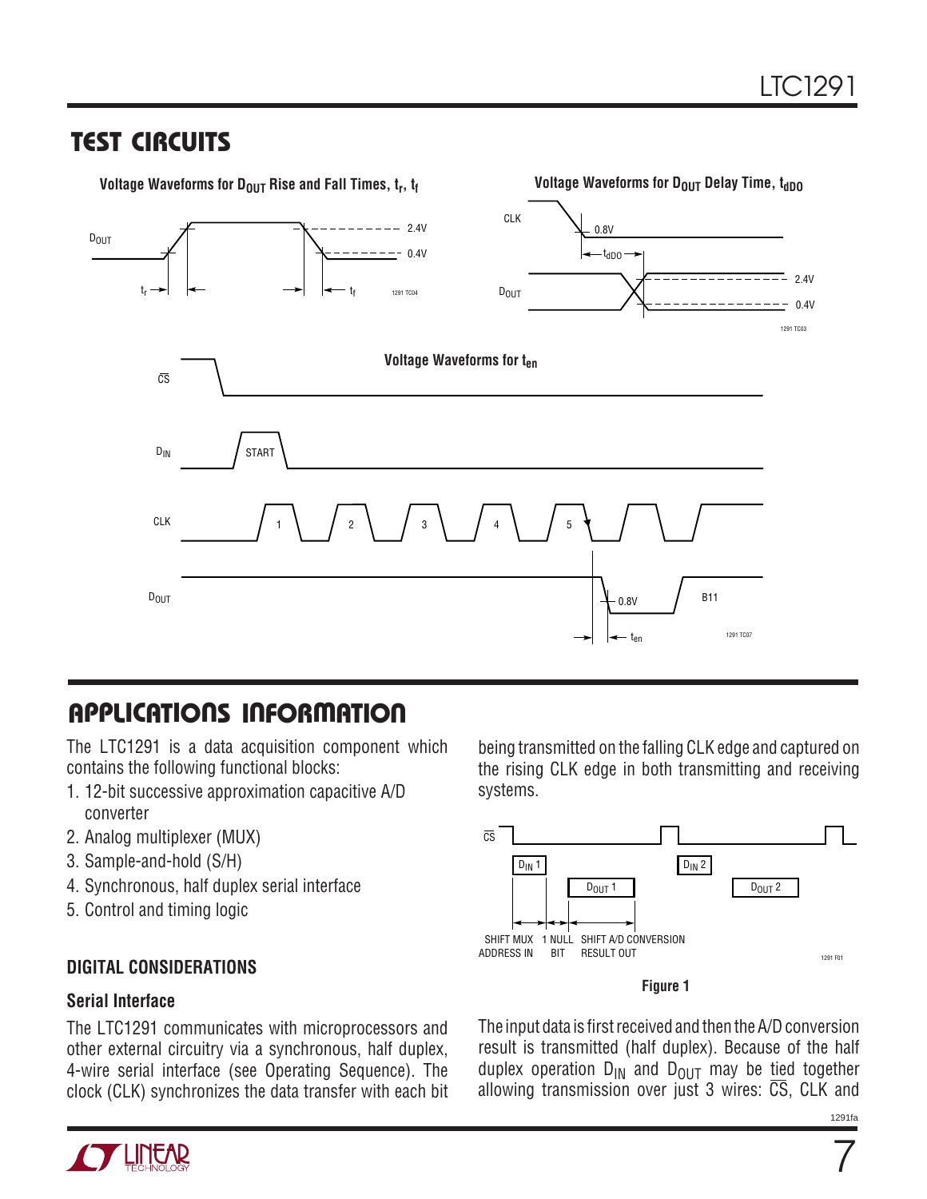## TEST CIRCUITS

**Voltage Waveforms for $D_{OUT}$ Rise and Fall Times, $t_r$, $t_f$**

$D_{OUT}$

2.4V

0.4V

$t_r$

$t_f$

1291 TC04

**Voltage Waveforms for $D_{OUT}$ Delay Time, $t_{dDO}$**

CLK

0.8V

$t_{dDO}$

$D_{OUT}$

2.4V

0.4V

1291 TC03

**Voltage Waveforms for $t_{en}$**

$\overline{CS}$

$D_{IN}$

START

CLK

1 2 3 4 5

$D_{OUT}$

0.8V

B11

$t_{en}$

1291 TC07

## APPLICATIONS INFORMATION

The LTC1291 is a data acquisition component which contains the following functional blocks:

1. 12-bit successive approximation capacitive A/D converter
2. Analog multiplexer (MUX)
3. Sample-and-hold (S/H)
4. Synchronous, half duplex serial interface
5. Control and timing logic

### DIGITAL CONSIDERATIONS

#### Serial Interface

The LTC1291 communicates with microprocessors and other external circuitry via a synchronous, half duplex, 4-wire serial interface (see Operating Sequence). The clock (CLK) synchronizes the data transfer with each bit being transmitted on the falling CLK edge and captured on the rising CLK edge in both transmitting and receiving systems.

$\overline{CS}$

$D_{IN}$ 1

$D_{OUT}$ 1

$D_{IN}$ 2

$D_{OUT}$ 2

SHIFT MUX ADDRESS IN

1 NULL BIT

SHIFT A/D CONVERSION RESULT OUT

1291 F01

**Figure 1**

The input data is first received and then the A/D conversion result is transmitted (half duplex). Because of the half duplex operation $D_{IN}$ and $D_{OUT}$ may be tied together allowing transmission over just 3 wires: $\overline{CS}$, CLK and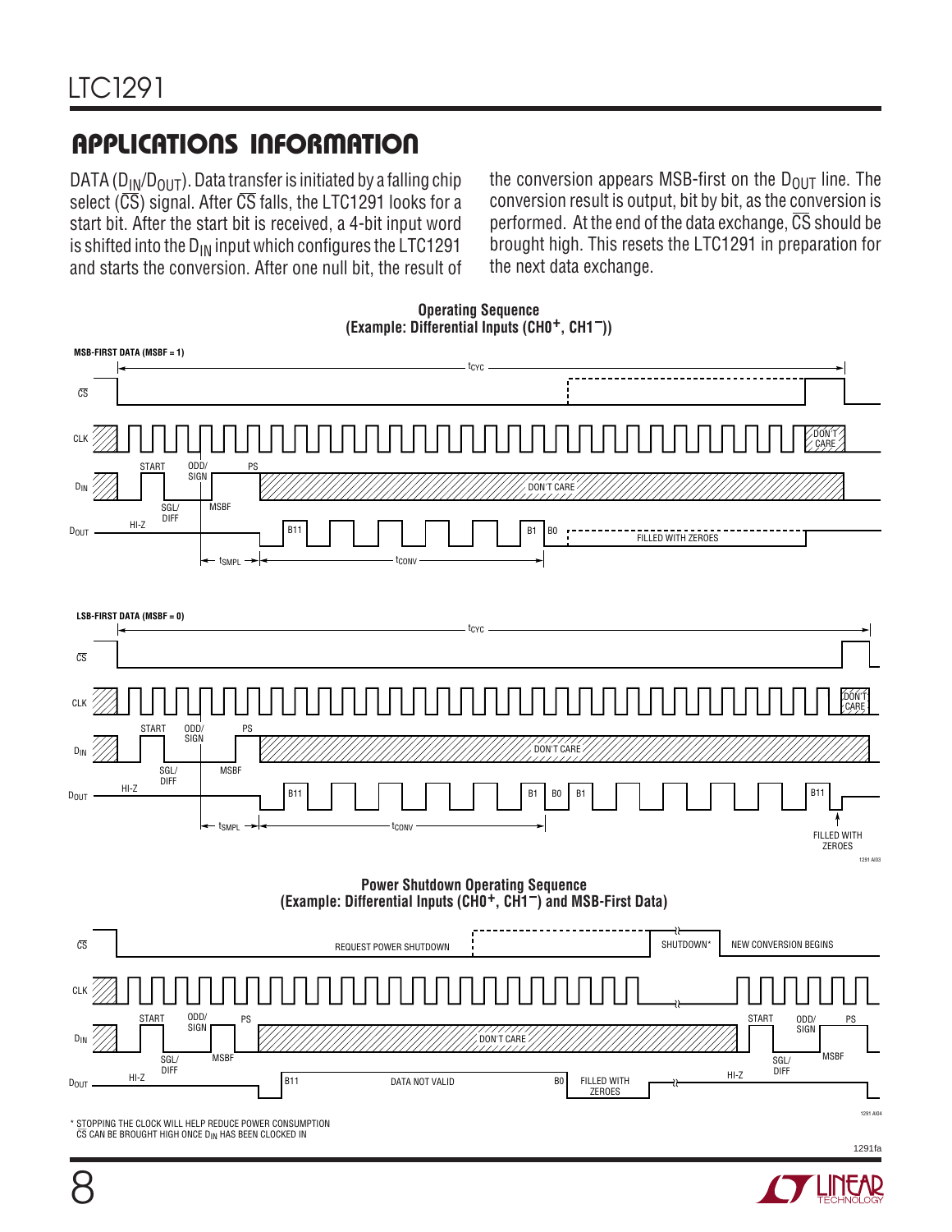## APPLICATIONS INFORMATION

DATA ($D_{IN}$/$D_{OUT}$). Data transfer is initiated by a falling chip select ($\overline{CS}$) signal. After $\overline{CS}$ falls, the LTC1291 looks for a start bit. After the start bit is received, a 4-bit input word is shifted into the $D_{IN}$ input which configures the LTC1291 and starts the conversion. After one null bit, the result of the conversion appears MSB-first on the $D_{OUT}$ line. The conversion result is output, bit by bit, as the conversion is performed. At the end of the data exchange, $\overline{CS}$ should be brought high. This resets the LTC1291 in preparation for the next data exchange.

**Operating Sequence**
**(Example: Differential Inputs (CH0+, CH1–))**

MSB-FIRST DATA (MSBF = 1)
tCYC
CS
CLK
DON'T CARE
START
ODD/SIGN
PS
DIN
DON'T CARE
SGL/DIFF
MSBF
DOUT
HI-Z
B11
B1
B0
FILLED WITH ZEROES
tSMPL
tCONV

LSB-FIRST DATA (MSBF = 0)
tCYC
CS
CLK
DON'T CARE
START
ODD/SIGN
PS
DIN
DON'T CARE
SGL/DIFF
MSBF
DOUT
HI-Z
B11
B1
B0
B1
B11
tSMPL
tCONV
FILLED WITH ZEROES
1291 AI03

**Power Shutdown Operating Sequence**
**(Example: Differential Inputs (CH0+, CH1–) and MSB-First Data)**

CS
REQUEST POWER SHUTDOWN
SHUTDOWN*
NEW CONVERSION BEGINS
CLK
START
ODD/SIGN
PS
DIN
DON'T CARE
START
ODD/SIGN
PS
SGL/DIFF
MSBF
SGL/DIFF
MSBF
DOUT
HI-Z
B11
DATA NOT VALID
B0
FILLED WITH ZEROES
HI-Z
1291 AI04

* STOPPING THE CLOCK WILL HELP REDUCE POWER CONSUMPTION
CS CAN BE BROUGHT HIGH ONCE DIN HAS BEEN CLOCKED IN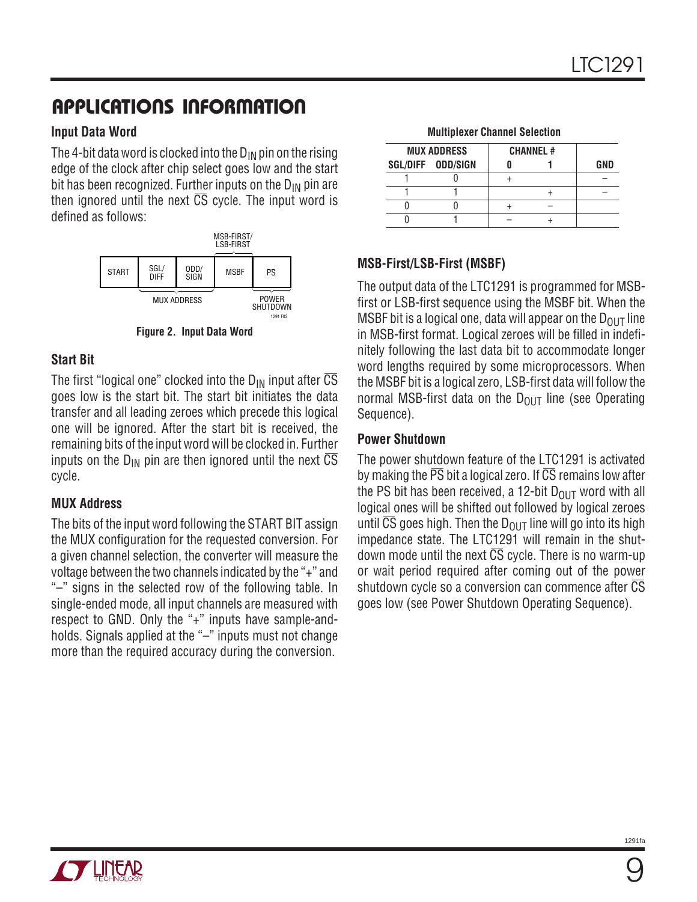## APPLICATIONS INFORMATION

### Input Data Word

The 4-bit data word is clocked into the $D_{IN}$ pin on the rising edge of the clock after chip select goes low and the start bit has been recognized. Further inputs on the $D_{IN}$ pin are then ignored until the next $\overline{CS}$ cycle. The input word is defined as follows:

MSB-FIRST/
LSB-FIRST

START | SGL/DIFF | ODD/SIGN | MSBF | $\overline{PS}$

MUX ADDRESS

POWER SHUTDOWN

1291 F02

**Figure 2. Input Data Word**

### Start Bit

The first "logical one" clocked into the $D_{IN}$ input after $\overline{CS}$ goes low is the start bit. The start bit initiates the data transfer and all leading zeroes which precede this logical one will be ignored. After the start bit is received, the remaining bits of the input word will be clocked in. Further inputs on the $D_{IN}$ pin are then ignored until the next $\overline{CS}$ cycle.

### MUX Address

The bits of the input word following the START BIT assign the MUX configuration for the requested conversion. For a given channel selection, the converter will measure the voltage between the two channels indicated by the "+" and "–" signs in the selected row of the following table. In single-ended mode, all input channels are measured with respect to GND. Only the "+" inputs have sample-and-holds. Signals applied at the "–" inputs must not change more than the required accuracy during the conversion.

**Multiplexer Channel Selection**

| MUX ADDRESS | | CHANNEL # | | |
|---|---|---|---|---|
| SGL/DIFF | ODD/SIGN | 0 | 1 | GND |
| 1 | 0 | + | | – |
| 1 | 1 | | + | – |
| 0 | 0 | + | – | |
| 0 | 1 | – | + | |

### MSB-First/LSB-First (MSBF)

The output data of the LTC1291 is programmed for MSB-first or LSB-first sequence using the MSBF bit. When the MSBF bit is a logical one, data will appear on the $D_{OUT}$ line in MSB-first format. Logical zeroes will be filled in indefinitely following the last data bit to accommodate longer word lengths required by some microprocessors. When the MSBF bit is a logical zero, LSB-first data will follow the normal MSB-first data on the $D_{OUT}$ line (see Operating Sequence).

### Power Shutdown

The power shutdown feature of the LTC1291 is activated by making the $\overline{PS}$ bit a logical zero. If $\overline{CS}$ remains low after the PS bit has been received, a 12-bit $D_{OUT}$ word with all logical ones will be shifted out followed by logical zeroes until $\overline{CS}$ goes high. Then the $D_{OUT}$ line will go into its high impedance state. The LTC1291 will remain in the shutdown mode until the next $\overline{CS}$ cycle. There is no warm-up or wait period required after coming out of the power shutdown cycle so a conversion can commence after $\overline{CS}$ goes low (see Power Shutdown Operating Sequence).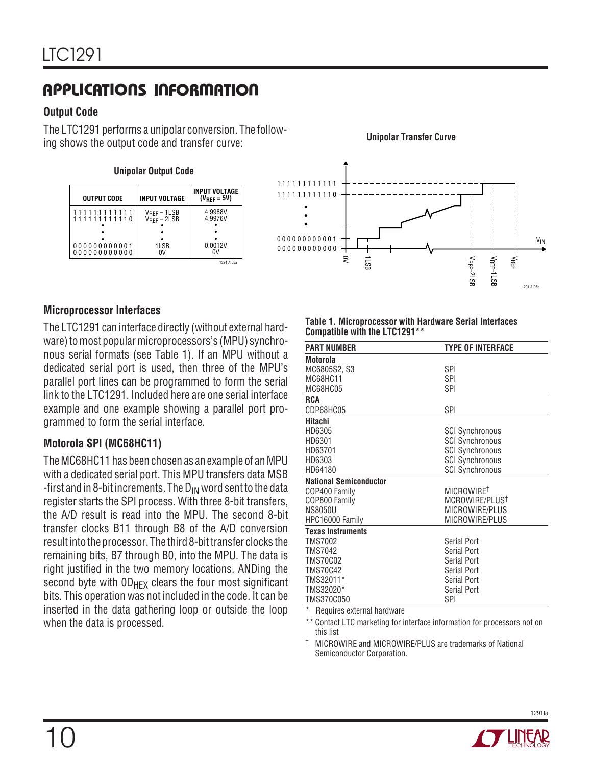## APPLICATIONS INFORMATION

### Output Code

The LTC1291 performs a unipolar conversion. The following shows the output code and transfer curve:

**Unipolar Output Code**

| OUTPUT CODE | INPUT VOLTAGE | INPUT VOLTAGE ($V_{REF}$ = 5V) |
|---|---|---|
| 111111111111 | $V_{REF}$ – 1LSB | 4.9988V |
| 111111111110 | $V_{REF}$ – 2LSB | 4.9976V |
| • | • | • |
| • | • | • |
| • | • | • |
| 000000000001 | 1LSB | 0.0012V |
| 000000000000 | 0V | 0V |

**Unipolar Transfer Curve**

### Microprocessor Interfaces

The LTC1291 can interface directly (without external hardware) to most popular microprocessors's (MPU) synchronous serial formats (see Table 1). If an MPU without a dedicated serial port is used, then three of the MPU's parallel port lines can be programmed to form the serial link to the LTC1291. Included here are one serial interface example and one example showing a parallel port programmed to form the serial interface.

### Motorola SPI (MC68HC11)

The MC68HC11 has been chosen as an example of an MPU with a dedicated serial port. This MPU transfers data MSB-first and in 8-bit increments. The $D_{IN}$ word sent to the data register starts the SPI process. With three 8-bit transfers, the A/D result is read into the MPU. The second 8-bit transfer clocks B11 through B8 of the A/D conversion result into the processor. The third 8-bit transfer clocks the remaining bits, B7 through B0, into the MPU. The data is right justified in the two memory locations. ANDing the second byte with $0D_{HEX}$ clears the four most significant bits. This operation was not included in the code. It can be inserted in the data gathering loop or outside the loop when the data is processed.

**Table 1. Microprocessor with Hardware Serial Interfaces Compatible with the LTC1291****

| PART NUMBER | TYPE OF INTERFACE |
|---|---|
| **Motorola** | |
| MC6805S2, S3 | SPI |
| MC68HC11 | SPI |
| MC68HC05 | SPI |
| **RCA** | |
| CDP68HC05 | SPI |
| **Hitachi** | |
| HD6305 | SCI Synchronous |
| HD6301 | SCI Synchronous |
| HD63701 | SCI Synchronous |
| HD6303 | SCI Synchronous |
| HD64180 | SCI Synchronous |
| **National Semiconductor** | |
| COP400 Family | MICROWIRE† |
| COP800 Family | MCROWIRE/PLUS† |
| NS8050U | MICROWIRE/PLUS |
| HPC16000 Family | MICROWIRE/PLUS |
| **Texas Instruments** | |
| TMS7002 | Serial Port |
| TMS7042 | Serial Port |
| TMS70C02 | Serial Port |
| TMS70C42 | Serial Port |
| TMS32011* | Serial Port |
| TMS32020* | Serial Port |
| TMS370C050 | SPI |

\* Requires external hardware

** Contact LTC marketing for interface information for processors not on this list

† MICROWIRE and MICROWIRE/PLUS are trademarks of National Semiconductor Corporation.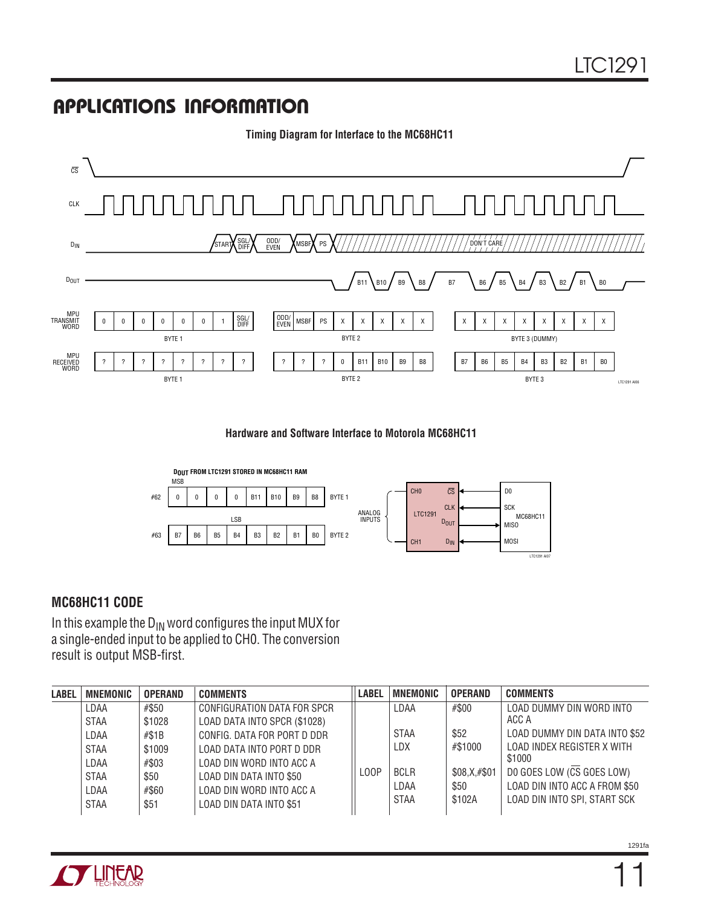## APPLICATIONS INFORMATION

**Timing Diagram for Interface to the MC68HC11**

$\overline{CS}$

CLK

$D_{IN}$ START SGL/DIFF ODD/EVEN MSBF PS DON'T CARE

$D_{OUT}$ B11 B10 B9 B8 B7 B6 B5 B4 B3 B2 B1 B0

MPU TRANSMIT WORD 0 0 0 0 0 0 1 SGL/DIFF ODD/EVEN MSBF PS X X X X X X X X X X X X X

BYTE 1 BYTE 2 BYTE 3 (DUMMY)

MPU RECEIVED WORD ? ? ? ? ? ? ? ? ? ? ? 0 B11 B10 B9 B8 B7 B6 B5 B4 B3 B2 B1 B0

BYTE 1 BYTE 2 BYTE 3

LTC1291 AI06

**Hardware and Software Interface to Motorola MC68HC11**

$D_{OUT}$ FROM LTC1291 STORED IN MC68HC11 RAM

MSB

#62 0 0 0 0 B11 B10 B9 B8 BYTE 1

LSB

#63 B7 B6 B5 B4 B3 B2 B1 B0 BYTE 2

ANALOG INPUTS

LTC1291: CH0, CH1, $\overline{CS}$, CLK, $D_{OUT}$, $D_{IN}$

MC68HC11: D0, SCK, MISO, MOSI

LTC1291 AI07

### MC68HC11 CODE

In this example the $D_{IN}$ word configures the input MUX for a single-ended input to be applied to CH0. The conversion result is output MSB-first.

| LABEL | MNEMONIC | OPERAND | COMMENTS |
|---|---|---|---|
| | LDAA | #$50 | CONFIGURATION DATA FOR SPCR |
| | STAA | $1028 | LOAD DATA INTO SPCR ($1028) |
| | LDAA | #$1B | CONFIG. DATA FOR PORT D DDR |
| | STAA | $1009 | LOAD DATA INTO PORT D DDR |
| | LDAA | #$03 | LOAD DIN WORD INTO ACC A |
| | STAA | $50 | LOAD DIN DATA INTO $50 |
| | LDAA | #$60 | LOAD DIN WORD INTO ACC A |
| | STAA | $51 | LOAD DIN DATA INTO $51 |
| | LDAA | #$00 | LOAD DUMMY DIN WORD INTO ACC A |
| | STAA | $52 | LOAD DUMMY DIN DATA INTO $52 |
| | LDX | #$1000 | LOAD INDEX REGISTER X WITH $1000 |
| LOOP | BCLR | $08,X,#$01 | D0 GOES LOW ($\overline{CS}$ GOES LOW) |
| | LDAA | $50 | LOAD DIN INTO ACC A FROM $50 |
| | STAA | $102A | LOAD DIN INTO SPI, START SCK |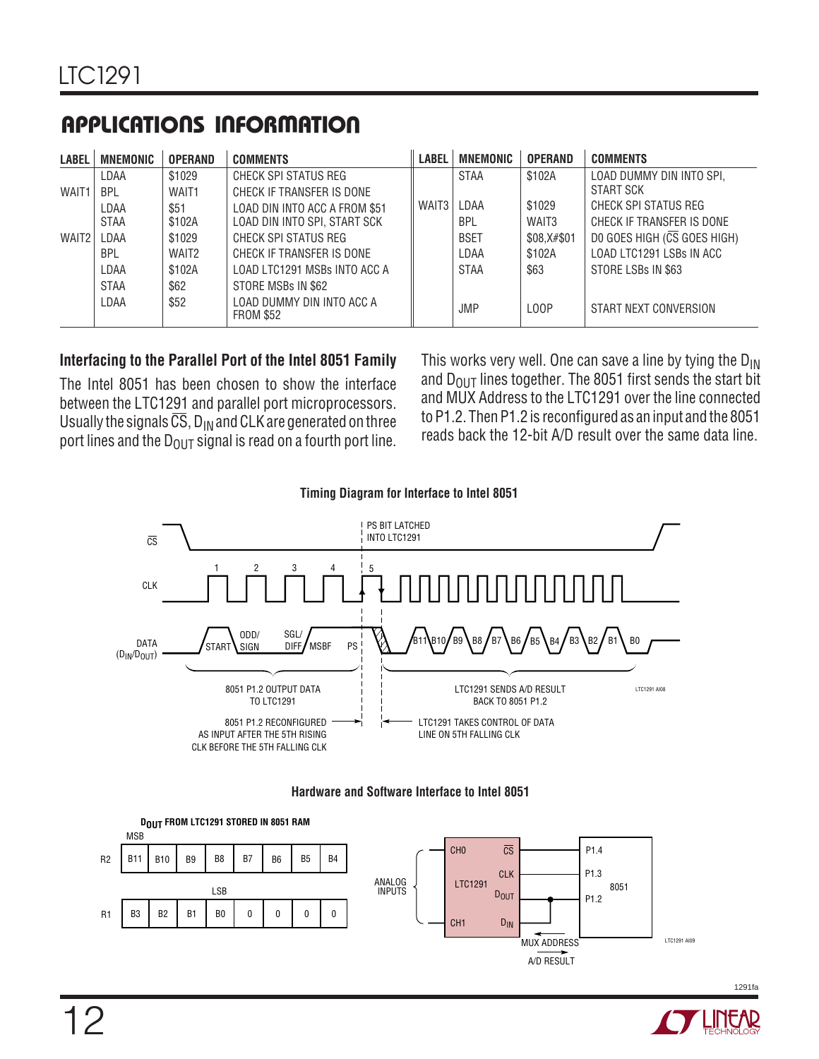## APPLICATIONS INFORMATION

| LABEL | MNEMONIC | OPERAND | COMMENTS |
|---|---|---|---|
| | LDAA | $1029 | CHECK SPI STATUS REG |
| WAIT1 | BPL | WAIT1 | CHECK IF TRANSFER IS DONE |
| | LDAA | $51 | LOAD DIN INTO ACC A FROM $51 |
| | STAA | $102A | LOAD DIN INTO SPI, START SCK |
| WAIT2 | LDAA | $1029 | CHECK SPI STATUS REG |
| | BPL | WAIT2 | CHECK IF TRANSFER IS DONE |
| | LDAA | $102A | LOAD LTC1291 MSBs INTO ACC A |
| | STAA | $62 | STORE MSBs IN $62 |
| | LDAA | $52 | LOAD DUMMY DIN INTO ACC A FROM $52 |
| | STAA | $102A | LOAD DUMMY DIN INTO SPI, START SCK |
| WAIT3 | LDAA | $1029 | CHECK SPI STATUS REG |
| | BPL | WAIT3 | CHECK IF TRANSFER IS DONE |
| | BSET | $08,X#$01 | D0 GOES HIGH (CS GOES HIGH) |
| | LDAA | $102A | LOAD LTC1291 LSBs IN ACC |
| | STAA | $63 | STORE LSBs IN $63 |
| | JMP | LOOP | START NEXT CONVERSION |

### Interfacing to the Parallel Port of the Intel 8051 Family

The Intel 8051 has been chosen to show the interface between the LTC1291 and parallel port microprocessors. Usually the signals $\overline{CS}$, $D_{IN}$ and CLK are generated on three port lines and the $D_{OUT}$ signal is read on a fourth port line. This works very well. One can save a line by tying the $D_{IN}$ and $D_{OUT}$ lines together. The 8051 first sends the start bit and MUX Address to the LTC1291 over the line connected to P1.2. Then P1.2 is reconfigured as an input and the 8051 reads back the 12-bit A/D result over the same data line.

**Timing Diagram for Interface to Intel 8051**

$\overline{CS}$
CLK
DATA ($D_{IN}$/$D_{OUT}$)
PS BIT LATCHED INTO LTC1291
1 2 3 4 5
START ODD/SIGN SGL/DIFF MSBF PS
B11 B10 B9 B8 B7 B6 B5 B4 B3 B2 B1 B0
8051 P1.2 OUTPUT DATA TO LTC1291
LTC1291 SENDS A/D RESULT BACK TO 8051 P1.2
8051 P1.2 RECONFIGURED AS INPUT AFTER THE 5TH RISING CLK BEFORE THE 5TH FALLING CLK
LTC1291 TAKES CONTROL OF DATA LINE ON 5TH FALLING CLK

**Hardware and Software Interface to Intel 8051**

$D_{OUT}$ FROM LTC1291 STORED IN 8051 RAM

| | MSB | | | | | | | |
|---|---|---|---|---|---|---|---|---|
| R2 | B11 | B10 | B9 | B8 | B7 | B6 | B5 | B4 |
| | | | | LSB | | | | |
| R1 | B3 | B2 | B1 | B0 | 0 | 0 | 0 | 0 |

ANALOG INPUTS
LTC1291: CH0, CH1, $\overline{CS}$, CLK, $D_{OUT}$, $D_{IN}$
8051: P1.4, P1.3, P1.2
MUX ADDRESS
A/D RESULT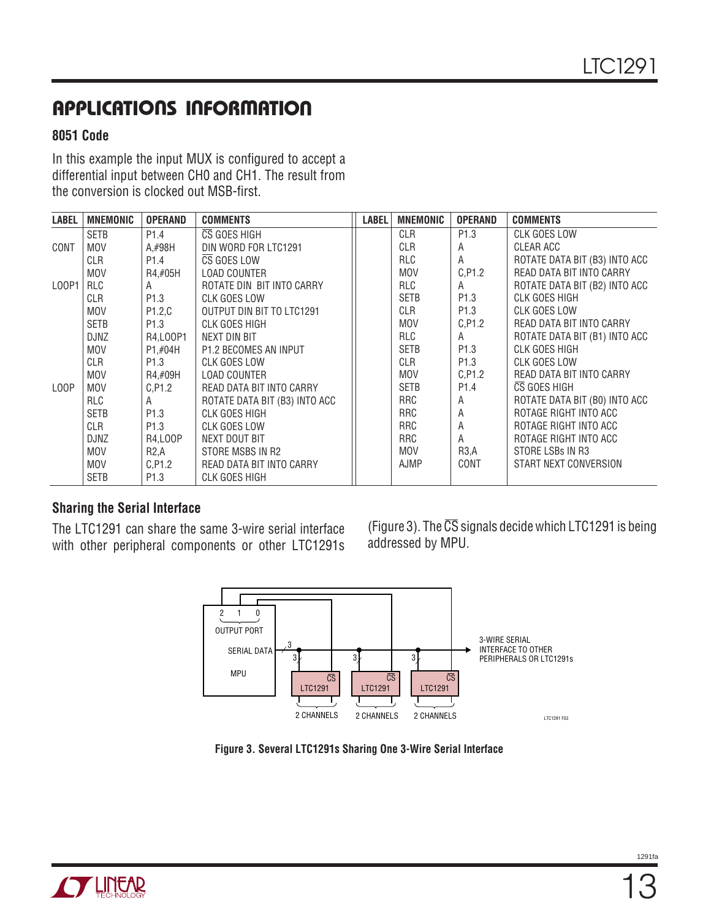## APPLICATIONS INFORMATION

### 8051 Code

In this example the input MUX is configured to accept a differential input between CH0 and CH1. The result from the conversion is clocked out MSB-first.

| LABEL | MNEMONIC | OPERAND | COMMENTS | LABEL | MNEMONIC | OPERAND | COMMENTS |
|---|---|---|---|---|---|---|---|
| | SETB | P1.4 | CS GOES HIGH | | CLR | P1.3 | CLK GOES LOW |
| CONT | MOV | A,#98H | DIN WORD FOR LTC1291 | | CLR | A | CLEAR ACC |
| | CLR | P1.4 | CS GOES LOW | | RLC | A | ROTATE DATA BIT (B3) INTO ACC |
| | MOV | R4,#05H | LOAD COUNTER | | MOV | C,P1.2 | READ DATA BIT INTO CARRY |
| LOOP1 | RLC | A | ROTATE DIN BIT INTO CARRY | | RLC | A | ROTATE DATA BIT (B2) INTO ACC |
| | CLR | P1.3 | CLK GOES LOW | | SETB | P1.3 | CLK GOES HIGH |
| | MOV | P1.2,C | OUTPUT DIN BIT TO LTC1291 | | CLR | P1.3 | CLK GOES LOW |
| | SETB | P1.3 | CLK GOES HIGH | | MOV | C,P1.2 | READ DATA BIT INTO CARRY |
| | DJNZ | R4,LOOP1 | NEXT DIN BIT | | RLC | A | ROTATE DATA BIT (B1) INTO ACC |
| | MOV | P1,#04H | P1.2 BECOMES AN INPUT | | SETB | P1.3 | CLK GOES HIGH |
| | CLR | P1.3 | CLK GOES LOW | | CLR | P1.3 | CLK GOES LOW |
| | MOV | R4,#09H | LOAD COUNTER | | MOV | C,P1.2 | READ DATA BIT INTO CARRY |
| LOOP | MOV | C,P1.2 | READ DATA BIT INTO CARRY | | SETB | P1.4 | CS GOES HIGH |
| | RLC | A | ROTATE DATA BIT (B3) INTO ACC | | RRC | A | ROTATE DATA BIT (B0) INTO ACC |
| | SETB | P1.3 | CLK GOES HIGH | | RRC | A | ROTAGE RIGHT INTO ACC |
| | CLR | P1.3 | CLK GOES LOW | | RRC | A | ROTAGE RIGHT INTO ACC |
| | DJNZ | R4,LOOP | NEXT DOUT BIT | | RRC | A | ROTAGE RIGHT INTO ACC |
| | MOV | R2,A | STORE MSBS IN R2 | | MOV | R3,A | STORE LSBs IN R3 |
| | MOV | C,P1.2 | READ DATA BIT INTO CARRY | | AJMP | CONT | START NEXT CONVERSION |
| | SETB | P1.3 | CLK GOES HIGH | | | | |

### Sharing the Serial Interface

The LTC1291 can share the same 3-wire serial interface with other peripheral components or other LTC1291s (Figure 3). The CS signals decide which LTC1291 is being addressed by MPU.

2 1 0
OUTPUT PORT
SERIAL DATA
MPU
3
3 3 3
CS CS CS
LTC1291 LTC1291 LTC1291
2 CHANNELS 2 CHANNELS 2 CHANNELS
3-WIRE SERIAL INTERFACE TO OTHER PERIPHERALS OR LTC1291s
LTC1291 F03

**Figure 3. Several LTC1291s Sharing One 3-Wire Serial Interface**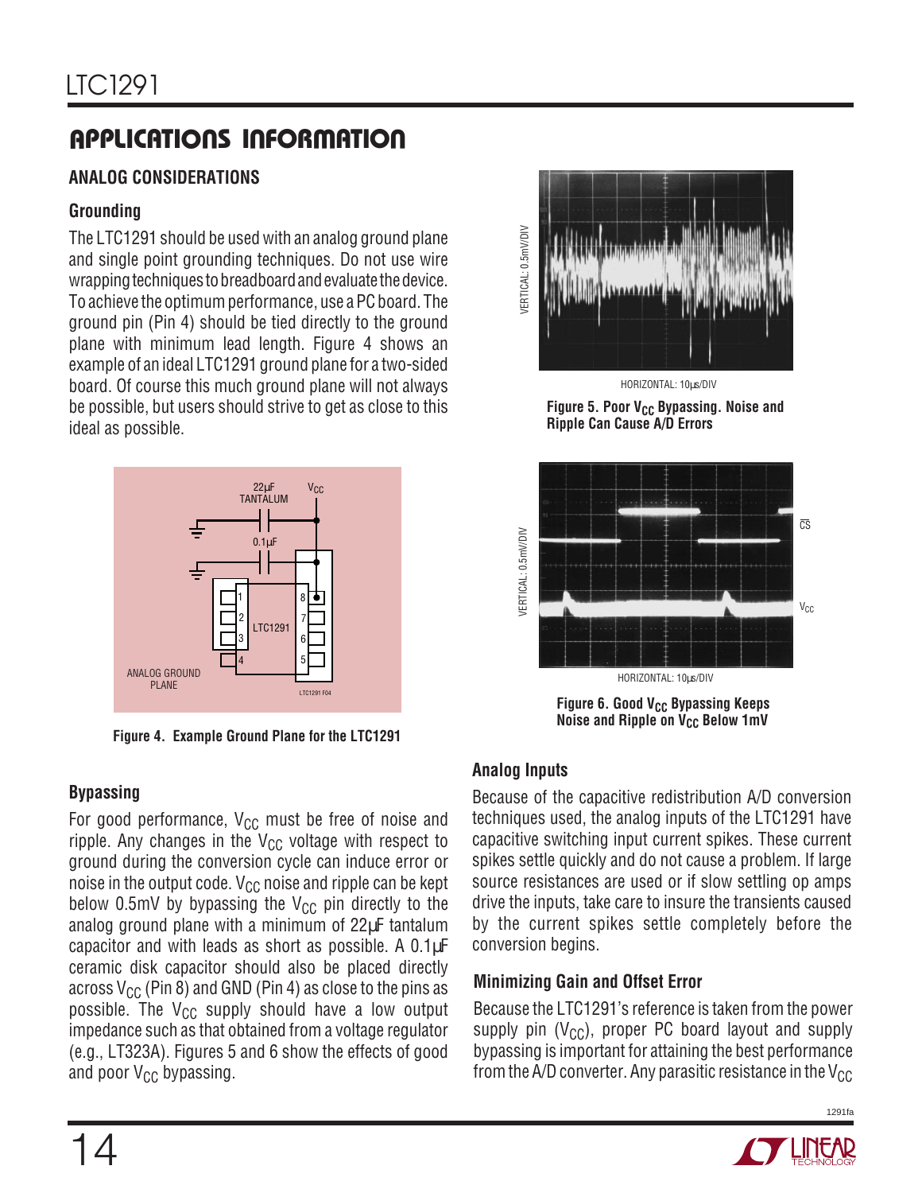## APPLICATIONS INFORMATION

### ANALOG CONSIDERATIONS

#### Grounding

The LTC1291 should be used with an analog ground plane and single point grounding techniques. Do not use wire wrapping techniques to breadboard and evaluate the device. To achieve the optimum performance, use a PC board. The ground pin (Pin 4) should be tied directly to the ground plane with minimum lead length. Figure 4 shows an example of an ideal LTC1291 ground plane for a two-sided board. Of course this much ground plane will not always be possible, but users should strive to get as close to this ideal as possible.

22µF TANTALUM
$V_{CC}$
0.1µF
LTC1291
ANALOG GROUND PLANE
LTC1291 F04

Figure 4. Example Ground Plane for the LTC1291

#### Bypassing

For good performance, $V_{CC}$ must be free of noise and ripple. Any changes in the $V_{CC}$ voltage with respect to ground during the conversion cycle can induce error or noise in the output code. $V_{CC}$ noise and ripple can be kept below 0.5mV by bypassing the $V_{CC}$ pin directly to the analog ground plane with a minimum of 22µF tantalum capacitor and with leads as short as possible. A 0.1µF ceramic disk capacitor should also be placed directly across $V_{CC}$ (Pin 8) and GND (Pin 4) as close to the pins as possible. The $V_{CC}$ supply should have a low output impedance such as that obtained from a voltage regulator (e.g., LT323A). Figures 5 and 6 show the effects of good and poor $V_{CC}$ bypassing.

VERTICAL: 0.5mV/DIV
HORIZONTAL: 10µs/DIV

Figure 5. Poor $V_{CC}$ Bypassing. Noise and Ripple Can Cause A/D Errors

VERTICAL: 0.5mV/DIV
$\overline{CS}$
$V_{CC}$
HORIZONTAL: 10µs/DIV

Figure 6. Good $V_{CC}$ Bypassing Keeps Noise and Ripple on $V_{CC}$ Below 1mV

#### Analog Inputs

Because of the capacitive redistribution A/D conversion techniques used, the analog inputs of the LTC1291 have capacitive switching input current spikes. These current spikes settle quickly and do not cause a problem. If large source resistances are used or if slow settling op amps drive the inputs, take care to insure the transients caused by the current spikes settle completely before the conversion begins.

#### Minimizing Gain and Offset Error

Because the LTC1291's reference is taken from the power supply pin ($V_{CC}$), proper PC board layout and supply bypassing is important for attaining the best performance from the A/D converter. Any parasitic resistance in the $V_{CC}$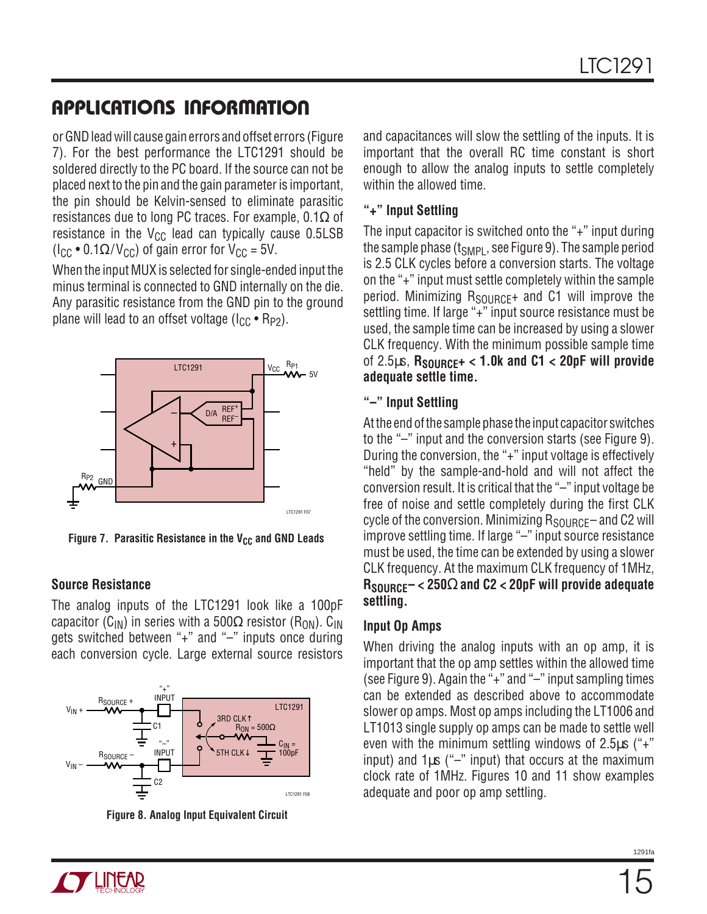## APPLICATIONS INFORMATION

or GND lead will cause gain errors and offset errors (Figure 7). For the best performance the LTC1291 should be soldered directly to the PC board. If the source can not be placed next to the pin and the gain parameter is important, the pin should be Kelvin-sensed to eliminate parasitic resistances due to long PC traces. For example, 0.1Ω of resistance in the $V_{CC}$ lead can typically cause 0.5LSB ($I_{CC} \cdot 0.1\Omega/V_{CC}$) of gain error for $V_{CC}$ = 5V.

When the input MUX is selected for single-ended input the minus terminal is connected to GND internally on the die. Any parasitic resistance from the GND pin to the ground plane will lead to an offset voltage ($I_{CC} \cdot R_{P2}$).

LTC1291
VCC
RP1
5V
D/A
REF+
REF–
RP2
GND
LTC1291 F07

**Figure 7. Parasitic Resistance in the $V_{CC}$ and GND Leads**

### Source Resistance

The analog inputs of the LTC1291 look like a 100pF capacitor ($C_{IN}$) in series with a 500Ω resistor ($R_{ON}$). $C_{IN}$ gets switched between "+" and "–" inputs once during each conversion cycle. Large external source resistors and capacitances will slow the settling of the inputs. It is important that the overall RC time constant is short enough to allow the analog inputs to settle completely within the allowed time.

VIN +
RSOURCE +
"+"
INPUT
C1
"–"
INPUT
VIN –
RSOURCE –
C2
LTC1291
3RD CLK↑
RON = 500Ω
5TH CLK↓
CIN = 100pF
LTC1291 F08

**Figure 8. Analog Input Equivalent Circuit**

### "+" Input Settling

The input capacitor is switched onto the "+" input during the sample phase ($t_{SMPL}$, see Figure 9). The sample period is 2.5 CLK cycles before a conversion starts. The voltage on the "+" input must settle completely within the sample period. Minimizing $R_{SOURCE+}$ and C1 will improve the settling time. If large "+" input source resistance must be used, the sample time can be increased by using a slower CLK frequency. With the minimum possible sample time of 2.5µs, **$R_{SOURCE+}$ < 1.0k and C1 < 20pF will provide adequate settle time.**

### "–" Input Settling

At the end of the sample phase the input capacitor switches to the "–" input and the conversion starts (see Figure 9). During the conversion, the "+" input voltage is effectively "held" by the sample-and-hold and will not affect the conversion result. It is critical that the "–" input voltage be free of noise and settle completely during the first CLK cycle of the conversion. Minimizing $R_{SOURCE–}$ and C2 will improve settling time. If large "–" input source resistance must be used, the time can be extended by using a slower CLK frequency. At the maximum CLK frequency of 1MHz, **$R_{SOURCE–}$ < 250Ω and C2 < 20pF will provide adequate settling.**

### Input Op Amps

When driving the analog inputs with an op amp, it is important that the op amp settles within the allowed time (see Figure 9). Again the "+" and "–" input sampling times can be extended as described above to accommodate slower op amps. Most op amps including the LT1006 and LT1013 single supply op amps can be made to settle well even with the minimum settling windows of 2.5µs ("+" input) and 1µs ("–" input) that occurs at the maximum clock rate of 1MHz. Figures 10 and 11 show examples adequate and poor op amp settling.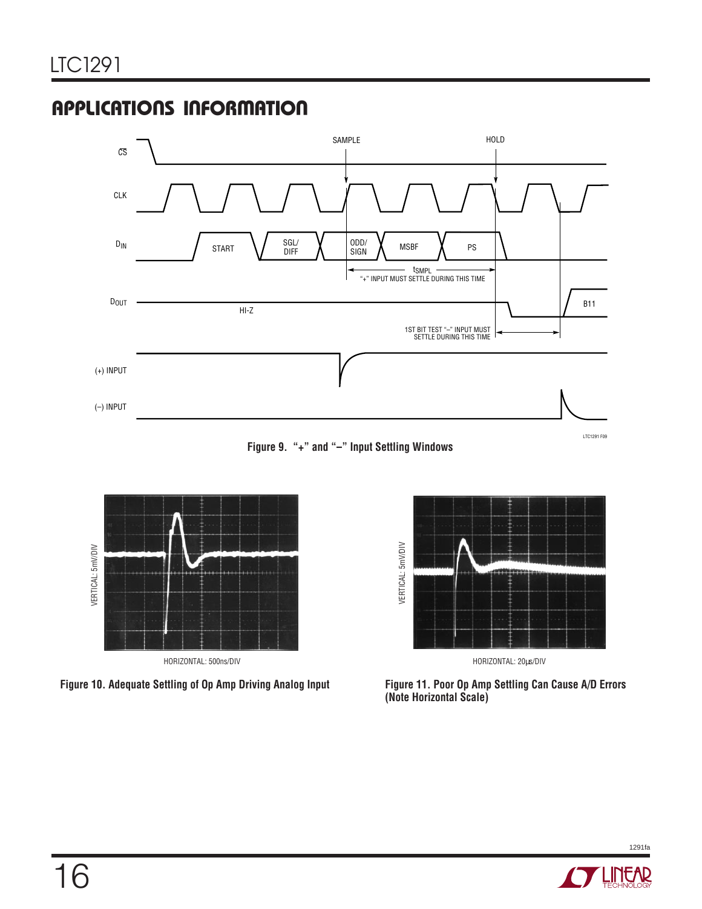## APPLICATIONS INFORMATION

SAMPLE
HOLD
CS
CLK
$D_{IN}$
START
SGL/ DIFF
ODD/ SIGN
MSBF
PS
$t_{SMPL}$
"+" INPUT MUST SETTLE DURING THIS TIME
$D_{OUT}$
HI-Z
B11
1ST BIT TEST "–" INPUT MUST SETTLE DURING THIS TIME
(+) INPUT
(–) INPUT
LTC1291 F09

**Figure 9. "+" and "–" Input Settling Windows**

VERTICAL: 5mV/DIV
HORIZONTAL: 500ns/DIV

**Figure 10. Adequate Settling of Op Amp Driving Analog Input**

VERTICAL: 5mV/DIV
HORIZONTAL: 20μs/DIV

**Figure 11. Poor Op Amp Settling Can Cause A/D Errors (Note Horizontal Scale)**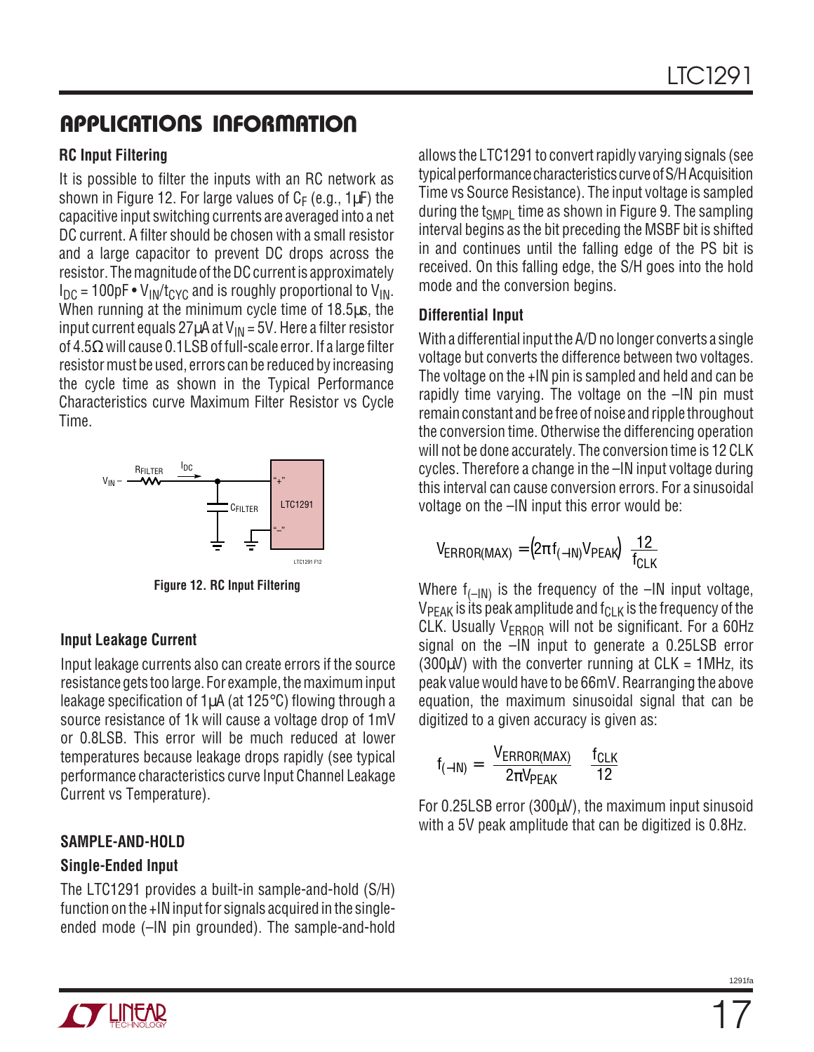## APPLICATIONS INFORMATION

### RC Input Filtering

It is possible to filter the inputs with an RC network as shown in Figure 12. For large values of $C_F$ (e.g., 1µF) the capacitive input switching currents are averaged into a net DC current. A filter should be chosen with a small resistor and a large capacitor to prevent DC drops across the resistor. The magnitude of the DC current is approximately $I_{DC}$ = 100pF • $V_{IN}/t_{CYC}$ and is roughly proportional to $V_{IN}$. When running at the minimum cycle time of 18.5µs, the input current equals 27µA at $V_{IN}$ = 5V. Here a filter resistor of 4.5Ω will cause 0.1LSB of full-scale error. If a large filter resistor must be used, errors can be reduced by increasing the cycle time as shown in the Typical Performance Characteristics curve Maximum Filter Resistor vs Cycle Time.

$V_{IN}$
$R_{FILTER}$
$I_{DC}$
$C_{FILTER}$
"+"
"–"
LTC1291
LTC1291 F12

**Figure 12. RC Input Filtering**

### Input Leakage Current

Input leakage currents also can create errors if the source resistance gets too large. For example, the maximum input leakage specification of 1µA (at 125°C) flowing through a source resistance of 1k will cause a voltage drop of 1mV or 0.8LSB. This error will be much reduced at lower temperatures because leakage drops rapidly (see typical performance characteristics curve Input Channel Leakage Current vs Temperature).

### SAMPLE-AND-HOLD

### Single-Ended Input

The LTC1291 provides a built-in sample-and-hold (S/H) function on the +IN input for signals acquired in the single-ended mode (–IN pin grounded). The sample-and-hold allows the LTC1291 to convert rapidly varying signals (see typical performance characteristics curve of S/H Acquisition Time vs Source Resistance). The input voltage is sampled during the $t_{SMPL}$ time as shown in Figure 9. The sampling interval begins as the bit preceding the MSBF bit is shifted in and continues until the falling edge of the PS bit is received. On this falling edge, the S/H goes into the hold mode and the conversion begins.

### Differential Input

With a differential input the A/D no longer converts a single voltage but converts the difference between two voltages. The voltage on the +IN pin is sampled and held and can be rapidly time varying. The voltage on the –IN pin must remain constant and be free of noise and ripple throughout the conversion time. Otherwise the differencing operation will not be done accurately. The conversion time is 12 CLK cycles. Therefore a change in the –IN input voltage during this interval can cause conversion errors. For a sinusoidal voltage on the –IN input this error would be:

$$V_{ERROR(MAX)} = \left(2\pi f_{(-IN)} V_{PEAK}\right) \frac{12}{f_{CLK}}$$

Where $f_{(-IN)}$ is the frequency of the –IN input voltage, $V_{PEAK}$ is its peak amplitude and $f_{CLK}$ is the frequency of the CLK. Usually $V_{ERROR}$ will not be significant. For a 60Hz signal on the –IN input to generate a 0.25LSB error (300µV) with the converter running at CLK = 1MHz, its peak value would have to be 66mV. Rearranging the above equation, the maximum sinusoidal signal that can be digitized to a given accuracy is given as:

$$f_{(-IN)} = \frac{V_{ERROR(MAX)}}{2\pi V_{PEAK}} \quad \frac{f_{CLK}}{12}$$

For 0.25LSB error (300µV), the maximum input sinusoid with a 5V peak amplitude that can be digitized is 0.8Hz.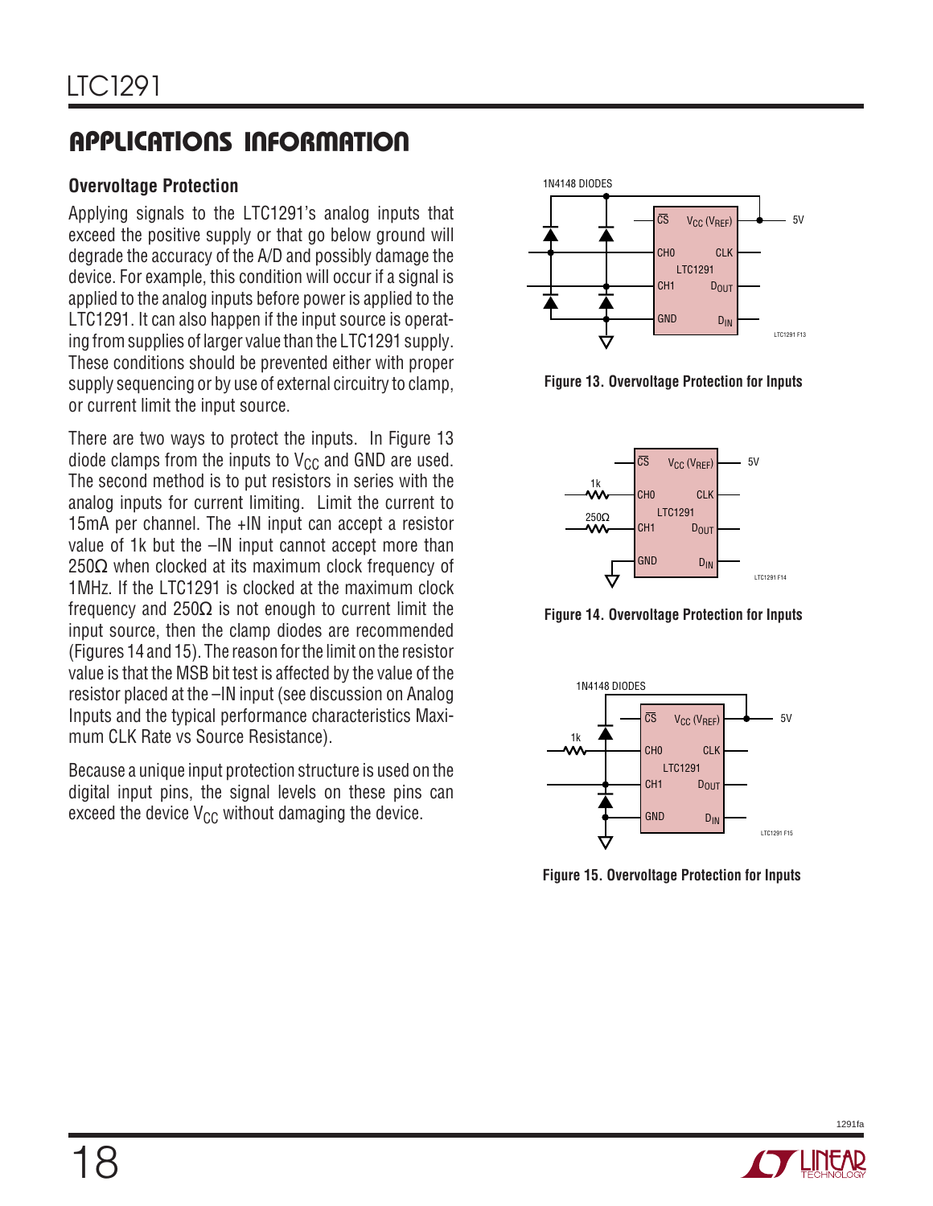## APPLICATIONS INFORMATION

### Overvoltage Protection

Applying signals to the LTC1291's analog inputs that exceed the positive supply or that go below ground will degrade the accuracy of the A/D and possibly damage the device. For example, this condition will occur if a signal is applied to the analog inputs before power is applied to the LTC1291. It can also happen if the input source is operating from supplies of larger value than the LTC1291 supply. These conditions should be prevented either with proper supply sequencing or by use of external circuitry to clamp, or current limit the input source.

There are two ways to protect the inputs. In Figure 13 diode clamps from the inputs to $V_{CC}$ and GND are used. The second method is to put resistors in series with the analog inputs for current limiting. Limit the current to 15mA per channel. The +IN input can accept a resistor value of 1k but the –IN input cannot accept more than 250Ω when clocked at its maximum clock frequency of 1MHz. If the LTC1291 is clocked at the maximum clock frequency and 250Ω is not enough to current limit the input source, then the clamp diodes are recommended (Figures 14 and 15). The reason for the limit on the resistor value is that the MSB bit test is affected by the value of the resistor placed at the –IN input (see discussion on Analog Inputs and the typical performance characteristics Maximum CLK Rate vs Source Resistance).

Because a unique input protection structure is used on the digital input pins, the signal levels on these pins can exceed the device $V_{CC}$ without damaging the device.

1N4148 DIODES
CS
$V_{CC}$ ($V_{REF}$)
5V
CH0
CLK
LTC1291
CH1
$D_{OUT}$
GND
$D_{IN}$
LTC1291 F13

**Figure 13. Overvoltage Protection for Inputs**

CS
$V_{CC}$ ($V_{REF}$)
5V
1k
CH0
CLK
LTC1291
250Ω
CH1
$D_{OUT}$
GND
$D_{IN}$
LTC1291 F14

**Figure 14. Overvoltage Protection for Inputs**

1N4148 DIODES
CS
$V_{CC}$ ($V_{REF}$)
5V
1k
CH0
CLK
LTC1291
CH1
$D_{OUT}$
GND
$D_{IN}$
LTC1291 F15

**Figure 15. Overvoltage Protection for Inputs**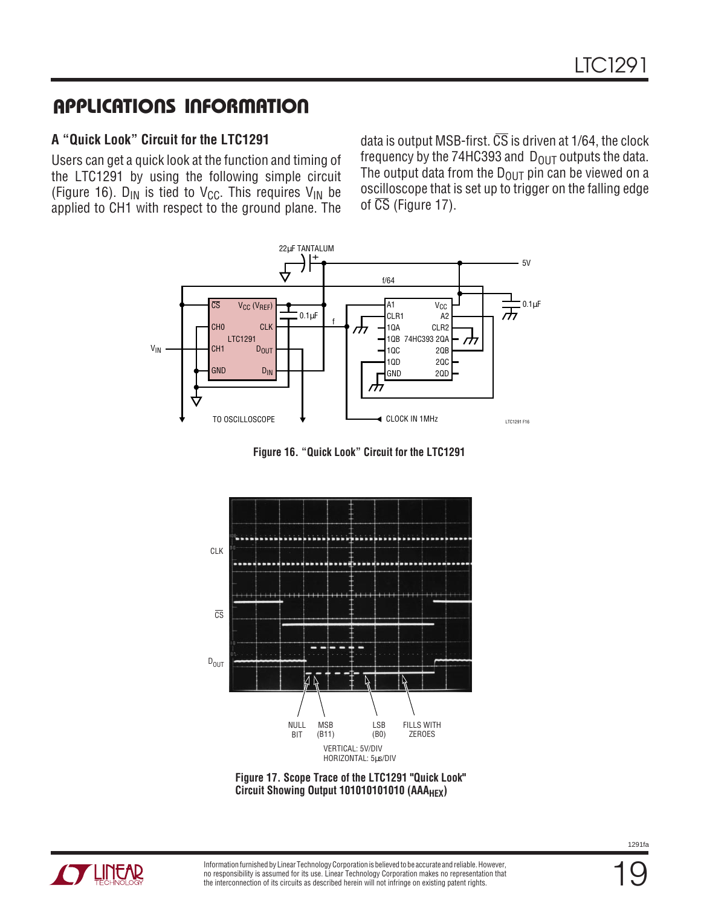## APPLICATIONS INFORMATION

### A "Quick Look" Circuit for the LTC1291

Users can get a quick look at the function and timing of the LTC1291 by using the following simple circuit (Figure 16). $D_{IN}$ is tied to $V_{CC}$. This requires $V_{IN}$ be applied to CH1 with respect to the ground plane. The data is output MSB-first. $\overline{CS}$ is driven at 1/64, the clock frequency by the 74HC393 and $D_{OUT}$ outputs the data. The output data from the $D_{OUT}$ pin can be viewed on a oscilloscope that is set up to trigger on the falling edge of $\overline{CS}$ (Figure 17).

**Figure 16. "Quick Look" Circuit for the LTC1291**

**Figure 17. Scope Trace of the LTC1291 "Quick Look" Circuit Showing Output 101010101010 ($AAA_{HEX}$)**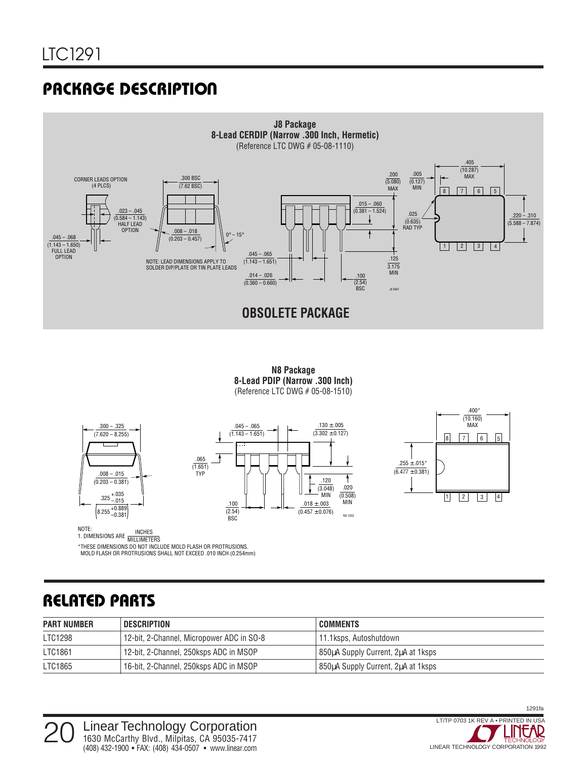## PACKAGE DESCRIPTION

**J8 Package**
**8-Lead CERDIP (Narrow .300 Inch, Hermetic)**
(Reference LTC DWG # 05-08-1110)

CORNER LEADS OPTION (4 PLCS)

.023 – .045 (0.584 – 1.143) HALF LEAD OPTION

.045 – .068 (1.143 – 1.650) FULL LEAD OPTION

.300 BSC (7.62 BSC)

.008 – .018 (0.203 – 0.457)

0° – 15°

NOTE: LEAD DIMENSIONS APPLY TO SOLDER DIP/PLATE OR TIN PLATE LEADS

.200 (5.080) MAX

.005 (0.127) MIN

.015 – .060 (0.381 – 1.524)

.045 – .065 (1.143 – 1.651)

.014 – .026 (0.360 – 0.660)

.100 (2.54) BSC

.125 3.175 MIN

.025 (0.635) RAD TYP

.405 (10.287) MAX

.220 – .310 (5.588 – 7.874)

J8 0801

**OBSOLETE PACKAGE**

**N8 Package**
**8-Lead PDIP (Narrow .300 Inch)**
(Reference LTC DWG # 05-08-1510)

.300 – .325 (7.620 – 8.255)

.008 – .015 (0.203 – 0.381)

$.325 ^{+.035}_{-.015}$ $\left(8.255 ^{+0.889}_{-0.381}\right)$

.045 – .065 (1.143 – 1.651)

.130 ±.005 (3.302 ±0.127)

.065 (1.651) TYP

.120 (3.048) MIN

.020 (0.508) MIN

.018 ±.003 (0.457 ±0.076)

.100 (2.54) BSC

.400* (10.160) MAX

.255 ±.015* (6.477 ±0.381)

N8 1002

NOTE:
1. DIMENSIONS ARE $\frac{\text{INCHES}}{\text{MILLIMETERS}}$

*THESE DIMENSIONS DO NOT INCLUDE MOLD FLASH OR PROTRUSIONS. MOLD FLASH OR PROTRUSIONS SHALL NOT EXCEED .010 INCH (0.254mm)

## RELATED PARTS

| PART NUMBER | DESCRIPTION | COMMENTS |
|---|---|---|
| LTC1298 | 12-bit, 2-Channel, Micropower ADC in SO-8 | 11.1ksps, Autoshutdown |
| LTC1861 | 12-bit, 2-Channel, 250ksps ADC in MSOP | 850µA Supply Current, 2µA at 1ksps |
| LTC1865 | 16-bit, 2-Channel, 250ksps ADC in MSOP | 850µA Supply Current, 2µA at 1ksps |

Linear Technology Corporation
1630 McCarthy Blvd., Milpitas, CA 95035-7417
(408) 432-1900 • FAX: (408) 434-0507 • www.linear.com

LT/TP 0703 1K REV A • PRINTED IN USA

© LINEAR TECHNOLOGY CORPORATION 1992